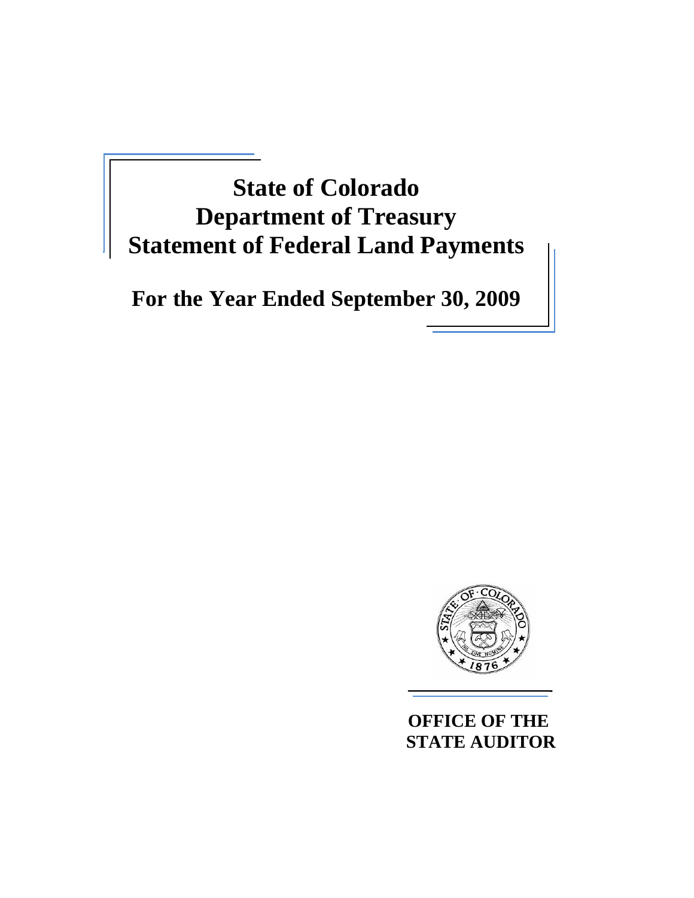# State of Colorado
# Department of Treasury
# Statement of Federal Land Payments

## For the Year Ended September 30, 2009

**OFFICE OF THE STATE AUDITOR**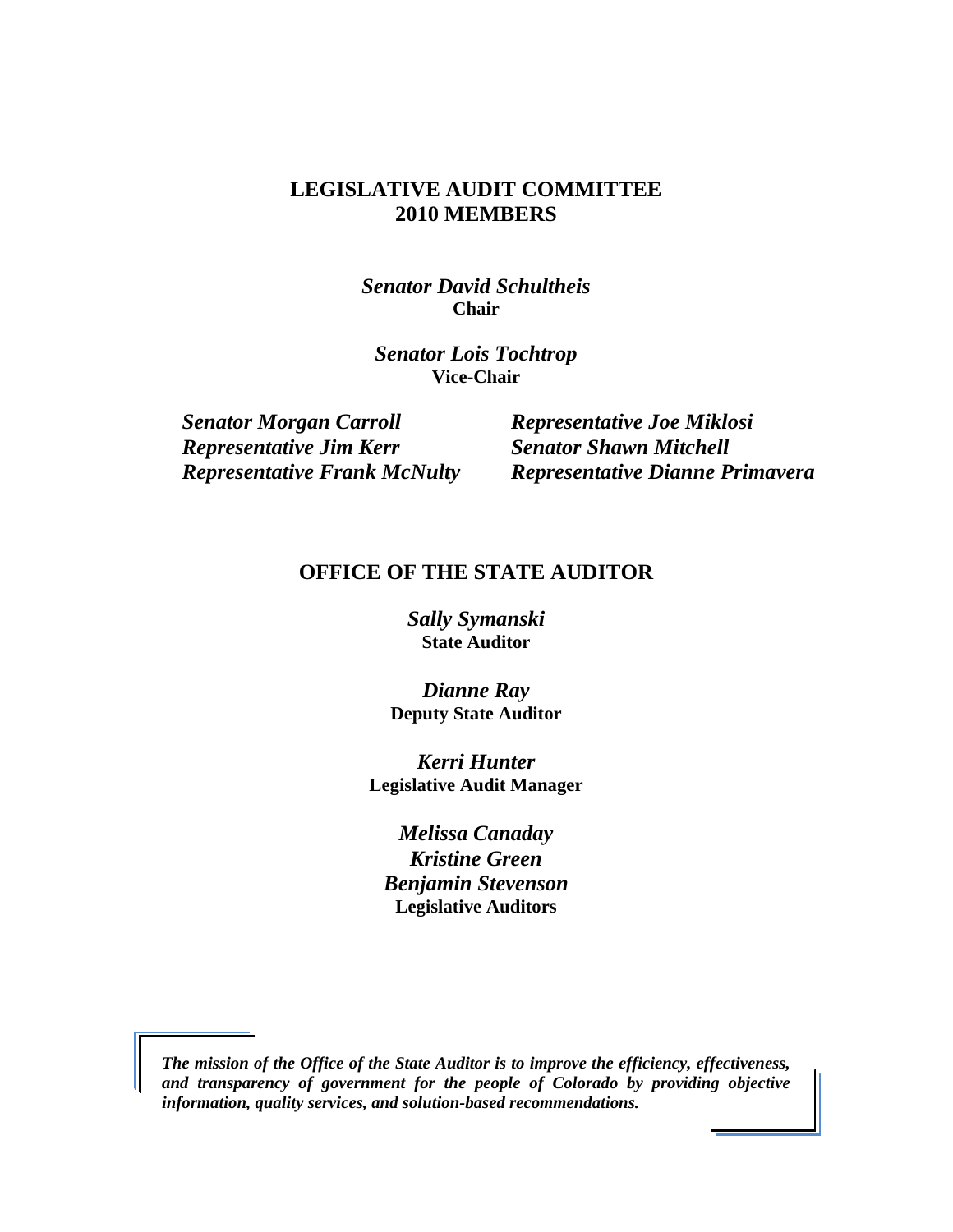## LEGISLATIVE AUDIT COMMITTEE
## 2010 MEMBERS

***Senator David Schultheis***
**Chair**

***Senator Lois Tochtrop***
**Vice-Chair**

***Senator Morgan Carroll***
***Representative Jim Kerr***
***Representative Frank McNulty***
***Representative Joe Miklosi***
***Senator Shawn Mitchell***
***Representative Dianne Primavera***

## OFFICE OF THE STATE AUDITOR

***Sally Symanski***
**State Auditor**

***Dianne Ray***
**Deputy State Auditor**

***Kerri Hunter***
**Legislative Audit Manager**

***Melissa Canaday***
***Kristine Green***
***Benjamin Stevenson***
**Legislative Auditors**

***The mission of the Office of the State Auditor is to improve the efficiency, effectiveness, and transparency of government for the people of Colorado by providing objective information, quality services, and solution-based recommendations.***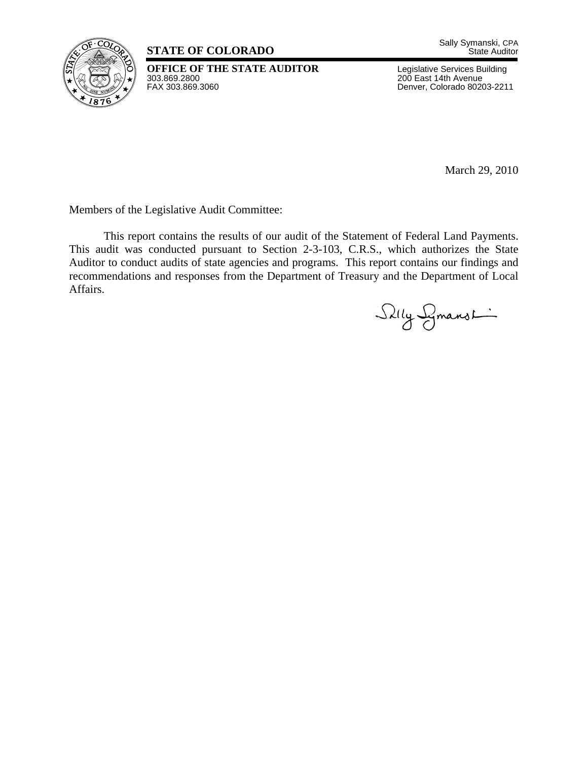Sally Symanski, CPA
State Auditor

**STATE OF COLORADO**

**OFFICE OF THE STATE AUDITOR**
303.869.2800
FAX 303.869.3060

Legislative Services Building
200 East 14th Avenue
Denver, Colorado 80203-2211

March 29, 2010

Members of the Legislative Audit Committee:

This report contains the results of our audit of the Statement of Federal Land Payments. This audit was conducted pursuant to Section 2-3-103, C.R.S., which authorizes the State Auditor to conduct audits of state agencies and programs. This report contains our findings and recommendations and responses from the Department of Treasury and the Department of Local Affairs.

Sally Symanski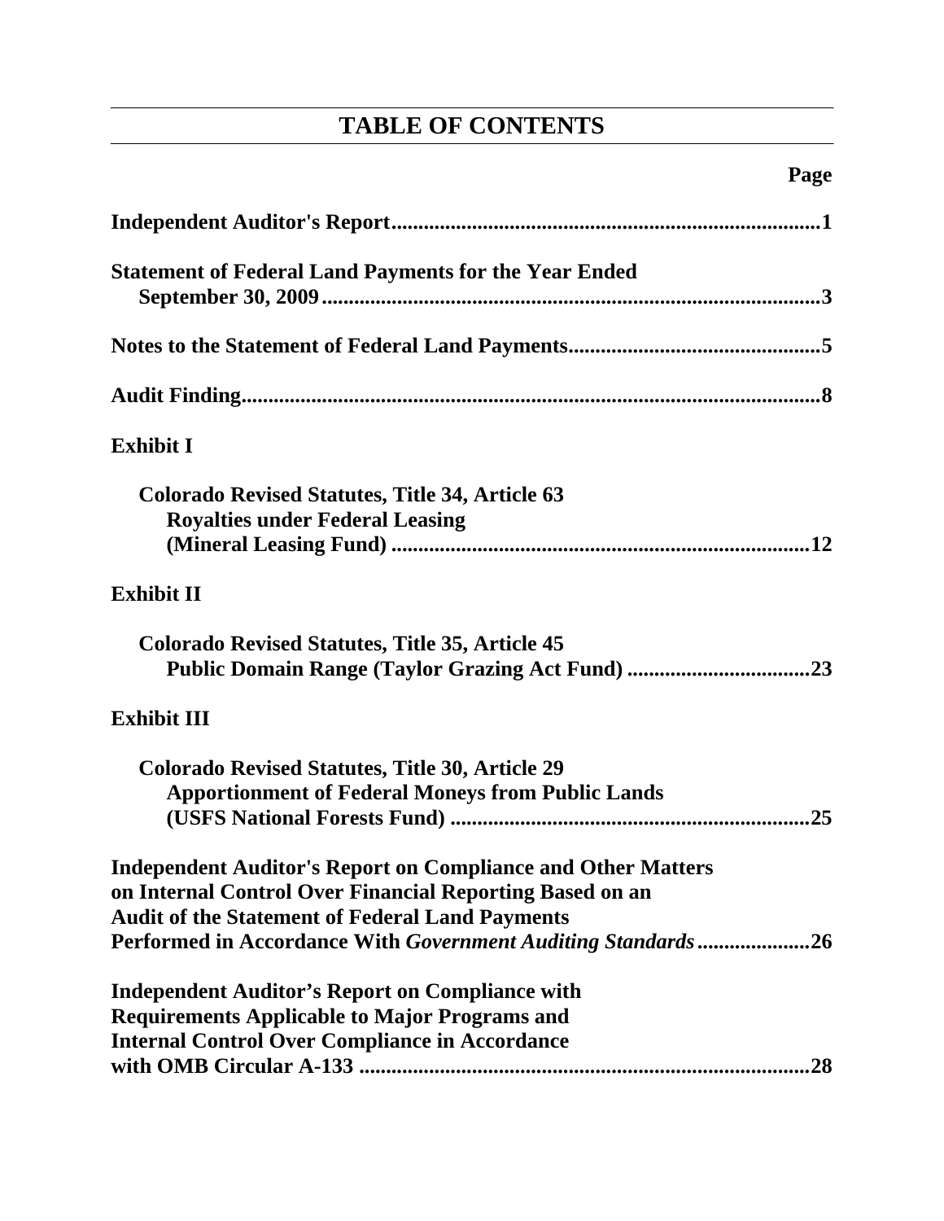# TABLE OF CONTENTS

| | Page |
|---|---|
| **Independent Auditor's Report** | **1** |
| **Statement of Federal Land Payments for the Year Ended September 30, 2009** | **3** |
| **Notes to the Statement of Federal Land Payments** | **5** |
| **Audit Finding** | **8** |
| **Exhibit I** | |
| **Colorado Revised Statutes, Title 34, Article 63 Royalties under Federal Leasing (Mineral Leasing Fund)** | **12** |
| **Exhibit II** | |
| **Colorado Revised Statutes, Title 35, Article 45 Public Domain Range (Taylor Grazing Act Fund)** | **23** |
| **Exhibit III** | |
| **Colorado Revised Statutes, Title 30, Article 29 Apportionment of Federal Moneys from Public Lands (USFS National Forests Fund)** | **25** |
| **Independent Auditor's Report on Compliance and Other Matters on Internal Control Over Financial Reporting Based on an Audit of the Statement of Federal Land Payments Performed in Accordance With *Government Auditing Standards*** | **26** |
| **Independent Auditor's Report on Compliance with Requirements Applicable to Major Programs and Internal Control Over Compliance in Accordance with OMB Circular A-133** | **28** |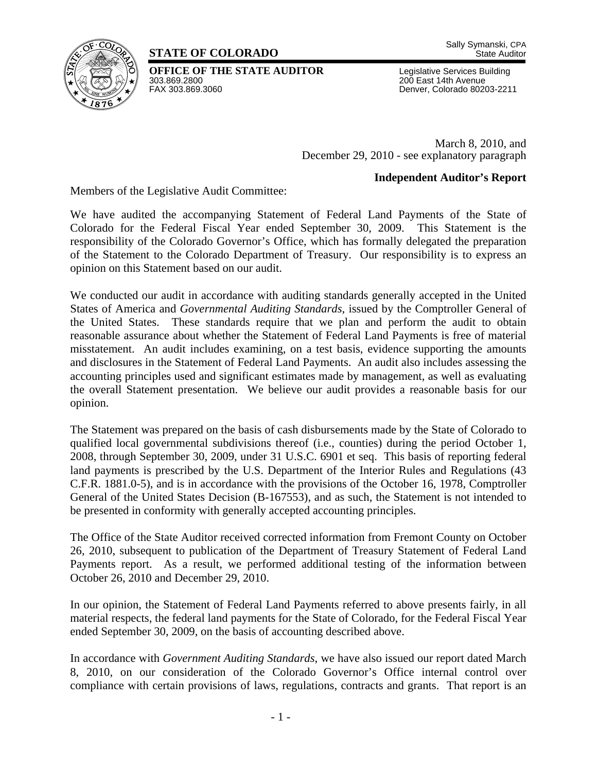**STATE OF COLORADO**

**OFFICE OF THE STATE AUDITOR**
303.869.2800
FAX 303.869.3060

Sally Symanski, CPA
State Auditor

Legislative Services Building
200 East 14th Avenue
Denver, Colorado 80203-2211

March 8, 2010, and
December 29, 2010 - see explanatory paragraph

**Independent Auditor's Report**

Members of the Legislative Audit Committee:

We have audited the accompanying Statement of Federal Land Payments of the State of Colorado for the Federal Fiscal Year ended September 30, 2009. This Statement is the responsibility of the Colorado Governor's Office, which has formally delegated the preparation of the Statement to the Colorado Department of Treasury. Our responsibility is to express an opinion on this Statement based on our audit.

We conducted our audit in accordance with auditing standards generally accepted in the United States of America and *Governmental Auditing Standards,* issued by the Comptroller General of the United States. These standards require that we plan and perform the audit to obtain reasonable assurance about whether the Statement of Federal Land Payments is free of material misstatement. An audit includes examining, on a test basis, evidence supporting the amounts and disclosures in the Statement of Federal Land Payments. An audit also includes assessing the accounting principles used and significant estimates made by management, as well as evaluating the overall Statement presentation. We believe our audit provides a reasonable basis for our opinion.

The Statement was prepared on the basis of cash disbursements made by the State of Colorado to qualified local governmental subdivisions thereof (i.e., counties) during the period October 1, 2008, through September 30, 2009, under 31 U.S.C. 6901 et seq. This basis of reporting federal land payments is prescribed by the U.S. Department of the Interior Rules and Regulations (43 C.F.R. 1881.0-5), and is in accordance with the provisions of the October 16, 1978, Comptroller General of the United States Decision (B-167553), and as such, the Statement is not intended to be presented in conformity with generally accepted accounting principles.

The Office of the State Auditor received corrected information from Fremont County on October 26, 2010, subsequent to publication of the Department of Treasury Statement of Federal Land Payments report. As a result, we performed additional testing of the information between October 26, 2010 and December 29, 2010.

In our opinion, the Statement of Federal Land Payments referred to above presents fairly, in all material respects, the federal land payments for the State of Colorado, for the Federal Fiscal Year ended September 30, 2009, on the basis of accounting described above.

In accordance with *Government Auditing Standards*, we have also issued our report dated March 8, 2010, on our consideration of the Colorado Governor's Office internal control over compliance with certain provisions of laws, regulations, contracts and grants. That report is an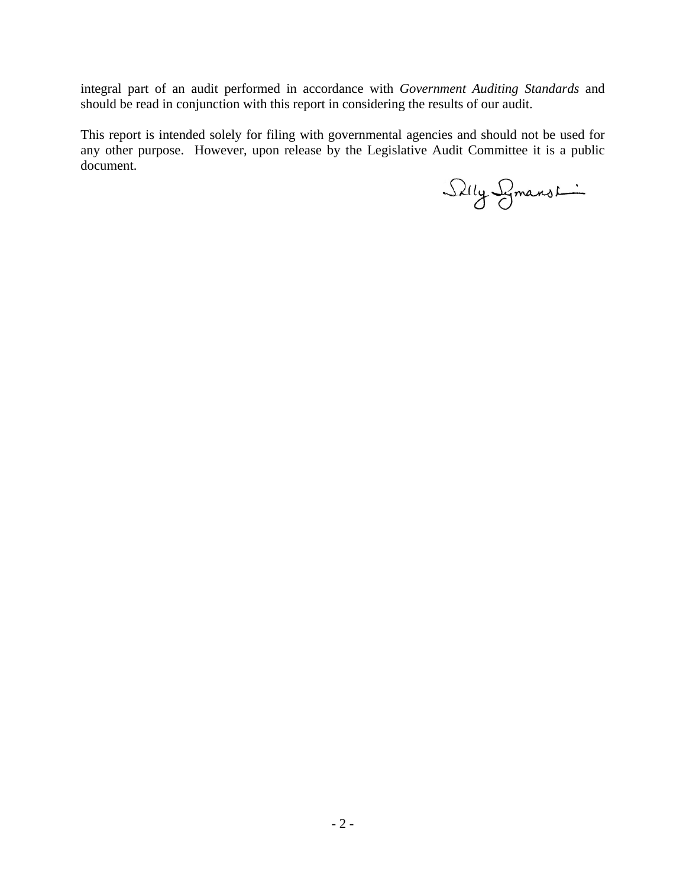integral part of an audit performed in accordance with *Government Auditing Standards* and should be read in conjunction with this report in considering the results of our audit.

This report is intended solely for filing with governmental agencies and should not be used for any other purpose. However, upon release by the Legislative Audit Committee it is a public document.

Sally Symanski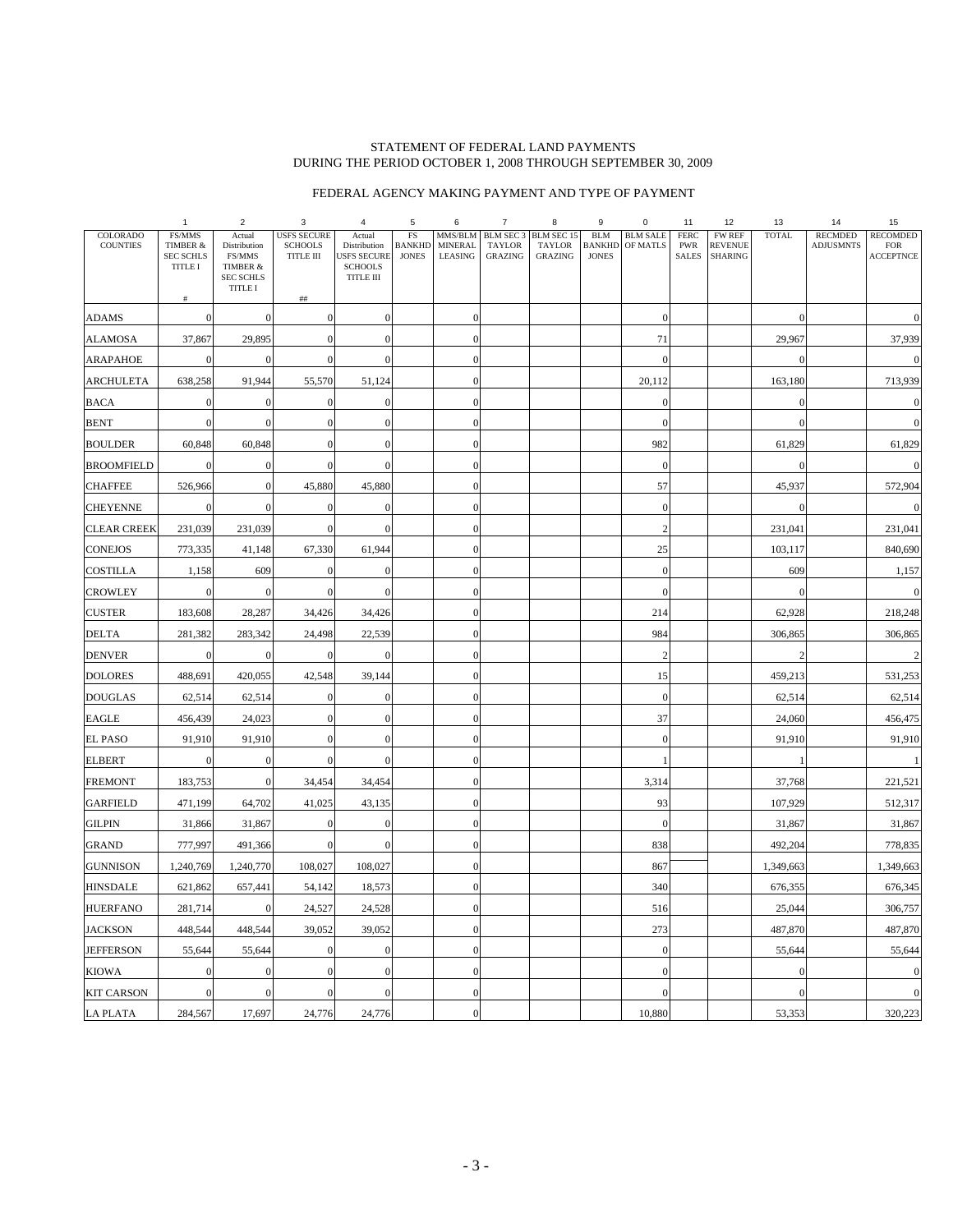STATEMENT OF FEDERAL LAND PAYMENTS
DURING THE PERIOD OCTOBER 1, 2008 THROUGH SEPTEMBER 30, 2009

FEDERAL AGENCY MAKING PAYMENT AND TYPE OF PAYMENT

| | 1 | 2 | 3 | 4 | 5 | 6 | 7 | 8 | 9 | 0 | 11 | 12 | 13 | 14 | 15 |
|---|---|---|---|---|---|---|---|---|---|---|---|---|---|---|---|
| COLORADO COUNTIES | FS/MMS TIMBER & SEC SCHLS TITLE I # | Actual Distribution FS/MMS TIMBER & SEC SCHLS TITLE I | USFS SECURE SCHOOLS TITLE III ## | Actual Distribution USFS SECURE SCHOOLS TITLE III | FS BANKHD JONES | MMS/BLM MINERAL LEASING | BLM SEC 3 TAYLOR GRAZING | BLM SEC 15 TAYLOR GRAZING | BLM BANKHD JONES | BLM SALE OF MATLS | FERC PWR SALES | FW REF REVENUE SHARING | TOTAL | RECMDED ADJUSMNTS | RECOMDED FOR ACCEPTNCE |
| ADAMS | 0 | 0 | 0 | 0 | | 0 | | | | 0 | | | 0 | | 0 |
| ALAMOSA | 37,867 | 29,895 | 0 | 0 | | 0 | | | | 71 | | | 29,967 | | 37,939 |
| ARAPAHOE | 0 | 0 | 0 | 0 | | 0 | | | | 0 | | | 0 | | 0 |
| ARCHULETA | 638,258 | 91,944 | 55,570 | 51,124 | | 0 | | | | 20,112 | | | 163,180 | | 713,939 |
| BACA | 0 | 0 | 0 | 0 | | 0 | | | | 0 | | | 0 | | 0 |
| BENT | 0 | 0 | 0 | 0 | | 0 | | | | 0 | | | 0 | | 0 |
| BOULDER | 60,848 | 60,848 | 0 | 0 | | 0 | | | | 982 | | | 61,829 | | 61,829 |
| BROOMFIELD | 0 | 0 | 0 | 0 | | 0 | | | | 0 | | | 0 | | 0 |
| CHAFFEE | 526,966 | 0 | 45,880 | 45,880 | | 0 | | | | 57 | | | 45,937 | | 572,904 |
| CHEYENNE | 0 | 0 | 0 | 0 | | 0 | | | | 0 | | | 0 | | 0 |
| CLEAR CREEK | 231,039 | 231,039 | 0 | 0 | | 0 | | | | 2 | | | 231,041 | | 231,041 |
| CONEJOS | 773,335 | 41,148 | 67,330 | 61,944 | | 0 | | | | 25 | | | 103,117 | | 840,690 |
| COSTILLA | 1,158 | 609 | 0 | 0 | | 0 | | | | 0 | | | 609 | | 1,157 |
| CROWLEY | 0 | 0 | 0 | 0 | | 0 | | | | 0 | | | 0 | | 0 |
| CUSTER | 183,608 | 28,287 | 34,426 | 34,426 | | 0 | | | | 214 | | | 62,928 | | 218,248 |
| DELTA | 281,382 | 283,342 | 24,498 | 22,539 | | 0 | | | | 984 | | | 306,865 | | 306,865 |
| DENVER | 0 | 0 | 0 | 0 | | 0 | | | | 2 | | | 2 | | 2 |
| DOLORES | 488,691 | 420,055 | 42,548 | 39,144 | | 0 | | | | 15 | | | 459,213 | | 531,253 |
| DOUGLAS | 62,514 | 62,514 | 0 | 0 | | 0 | | | | 0 | | | 62,514 | | 62,514 |
| EAGLE | 456,439 | 24,023 | 0 | 0 | | 0 | | | | 37 | | | 24,060 | | 456,475 |
| EL PASO | 91,910 | 91,910 | 0 | 0 | | 0 | | | | 0 | | | 91,910 | | 91,910 |
| ELBERT | 0 | 0 | 0 | 0 | | 0 | | | | 1 | | | 1 | | 1 |
| FREMONT | 183,753 | 0 | 34,454 | 34,454 | | 0 | | | | 3,314 | | | 37,768 | | 221,521 |
| GARFIELD | 471,199 | 64,702 | 41,025 | 43,135 | | 0 | | | | 93 | | | 107,929 | | 512,317 |
| GILPIN | 31,866 | 31,867 | 0 | 0 | | 0 | | | | 0 | | | 31,867 | | 31,867 |
| GRAND | 777,997 | 491,366 | 0 | 0 | | 0 | | | | 838 | | | 492,204 | | 778,835 |
| GUNNISON | 1,240,769 | 1,240,770 | 108,027 | 108,027 | | 0 | | | | 867 | | | 1,349,663 | | 1,349,663 |
| HINSDALE | 621,862 | 657,441 | 54,142 | 18,573 | | 0 | | | | 340 | | | 676,355 | | 676,345 |
| HUERFANO | 281,714 | 0 | 24,527 | 24,528 | | 0 | | | | 516 | | | 25,044 | | 306,757 |
| JACKSON | 448,544 | 448,544 | 39,052 | 39,052 | | 0 | | | | 273 | | | 487,870 | | 487,870 |
| JEFFERSON | 55,644 | 55,644 | 0 | 0 | | 0 | | | | 0 | | | 55,644 | | 55,644 |
| KIOWA | 0 | 0 | 0 | 0 | | 0 | | | | 0 | | | 0 | | 0 |
| KIT CARSON | 0 | 0 | 0 | 0 | | 0 | | | | 0 | | | 0 | | 0 |
| LA PLATA | 284,567 | 17,697 | 24,776 | 24,776 | | 0 | | | | 10,880 | | | 53,353 | | 320,223 |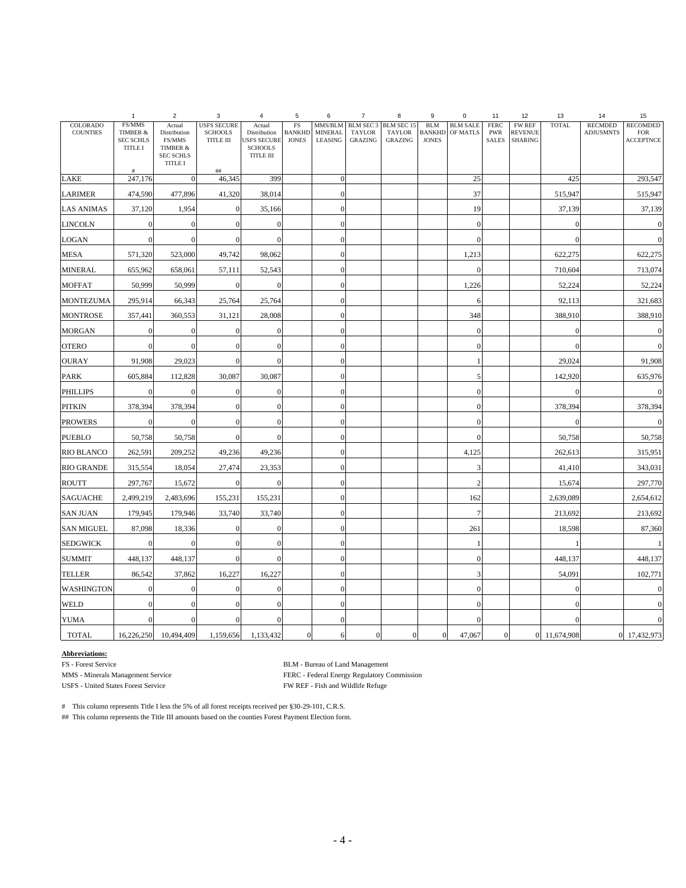| | 1 | 2 | 3 | 4 | 5 | 6 | 7 | 8 | 9 | 0 | 11 | 12 | 13 | 14 | 15 |
|---|---|---|---|---|---|---|---|---|---|---|---|---|---|---|---|
| COLORADO COUNTIES | FS/MMS TIMBER & SEC SCHLS TITLE I # | Actual Distribution FS/MMS TIMBER & SEC SCHLS TITLE I | USFS SECURE SCHOOLS TITLE III ## | Actual Distribution USFS SECURE SCHOOLS TITLE III | FS BANKHD JONES | MMS/BLM MINERAL LEASING | BLM SEC 3 TAYLOR GRAZING | BLM SEC 15 TAYLOR GRAZING | BLM BANKHD JONES | BLM SALE OF MATLS | FERC PWR SALES | FW REF REVENUE SHARING | TOTAL | RECMDED ADJUSMNTS | RECOMDED FOR ACCEPTNCE |
| LAKE | 247,176 | 0 | 46,345 | 399 | | 0 | | | | 25 | | | 425 | | 293,547 |
| LARIMER | 474,590 | 477,896 | 41,320 | 38,014 | | 0 | | | | 37 | | | 515,947 | | 515,947 |
| LAS ANIMAS | 37,120 | 1,954 | 0 | 35,166 | | 0 | | | | 19 | | | 37,139 | | 37,139 |
| LINCOLN | 0 | 0 | 0 | 0 | | 0 | | | | 0 | | | 0 | | 0 |
| LOGAN | 0 | 0 | 0 | 0 | | 0 | | | | 0 | | | 0 | | 0 |
| MESA | 571,320 | 523,000 | 49,742 | 98,062 | | 0 | | | | 1,213 | | | 622,275 | | 622,275 |
| MINERAL | 655,962 | 658,061 | 57,111 | 52,543 | | 0 | | | | 0 | | | 710,604 | | 713,074 |
| MOFFAT | 50,999 | 50,999 | 0 | 0 | | 0 | | | | 1,226 | | | 52,224 | | 52,224 |
| MONTEZUMA | 295,914 | 66,343 | 25,764 | 25,764 | | 0 | | | | 6 | | | 92,113 | | 321,683 |
| MONTROSE | 357,441 | 360,553 | 31,121 | 28,008 | | 0 | | | | 348 | | | 388,910 | | 388,910 |
| MORGAN | 0 | 0 | 0 | 0 | | 0 | | | | 0 | | | 0 | | 0 |
| OTERO | 0 | 0 | 0 | 0 | | 0 | | | | 0 | | | 0 | | 0 |
| OURAY | 91,908 | 29,023 | 0 | 0 | | 0 | | | | 1 | | | 29,024 | | 91,908 |
| PARK | 605,884 | 112,828 | 30,087 | 30,087 | | 0 | | | | 5 | | | 142,920 | | 635,976 |
| PHILLIPS | 0 | 0 | 0 | 0 | | 0 | | | | 0 | | | 0 | | 0 |
| PITKIN | 378,394 | 378,394 | 0 | 0 | | 0 | | | | 0 | | | 378,394 | | 378,394 |
| PROWERS | 0 | 0 | 0 | 0 | | 0 | | | | 0 | | | 0 | | 0 |
| PUEBLO | 50,758 | 50,758 | 0 | 0 | | 0 | | | | 0 | | | 50,758 | | 50,758 |
| RIO BLANCO | 262,591 | 209,252 | 49,236 | 49,236 | | 0 | | | | 4,125 | | | 262,613 | | 315,951 |
| RIO GRANDE | 315,554 | 18,054 | 27,474 | 23,353 | | 0 | | | | 3 | | | 41,410 | | 343,031 |
| ROUTT | 297,767 | 15,672 | 0 | 0 | | 0 | | | | 2 | | | 15,674 | | 297,770 |
| SAGUACHE | 2,499,219 | 2,483,696 | 155,231 | 155,231 | | 0 | | | | 162 | | | 2,639,089 | | 2,654,612 |
| SAN JUAN | 179,945 | 179,946 | 33,740 | 33,740 | | 0 | | | | 7 | | | 213,692 | | 213,692 |
| SAN MIGUEL | 87,098 | 18,336 | 0 | 0 | | 0 | | | | 261 | | | 18,598 | | 87,360 |
| SEDGWICK | 0 | 0 | 0 | 0 | | 0 | | | | 1 | | | 1 | | 1 |
| SUMMIT | 448,137 | 448,137 | 0 | 0 | | 0 | | | | 0 | | | 448,137 | | 448,137 |
| TELLER | 86,542 | 37,862 | 16,227 | 16,227 | | 0 | | | | 3 | | | 54,091 | | 102,771 |
| WASHINGTON | 0 | 0 | 0 | 0 | | 0 | | | | 0 | | | 0 | | 0 |
| WELD | 0 | 0 | 0 | 0 | | 0 | | | | 0 | | | 0 | | 0 |
| YUMA | 0 | 0 | 0 | 0 | | 0 | | | | 0 | | | 0 | | 0 |
| TOTAL | 16,226,250 | 10,494,409 | 1,159,656 | 1,133,432 | 0 | 6 | 0 | 0 | 0 | 47,067 | 0 | 0 | 11,674,908 | 0 | 17,432,973 |

**Abbreviations:**

FS - Forest Service
MMS - Minerals Management Service
USFS - United States Forest Service
BLM - Bureau of Land Management
FERC - Federal Energy Regulatory Commission
FW REF - Fish and Wildlife Refuge

# This column represents Title I less the 5% of all forest receipts received per §30-29-101, C.R.S.

## This column represents the Title III amounts based on the counties Forest Payment Election form.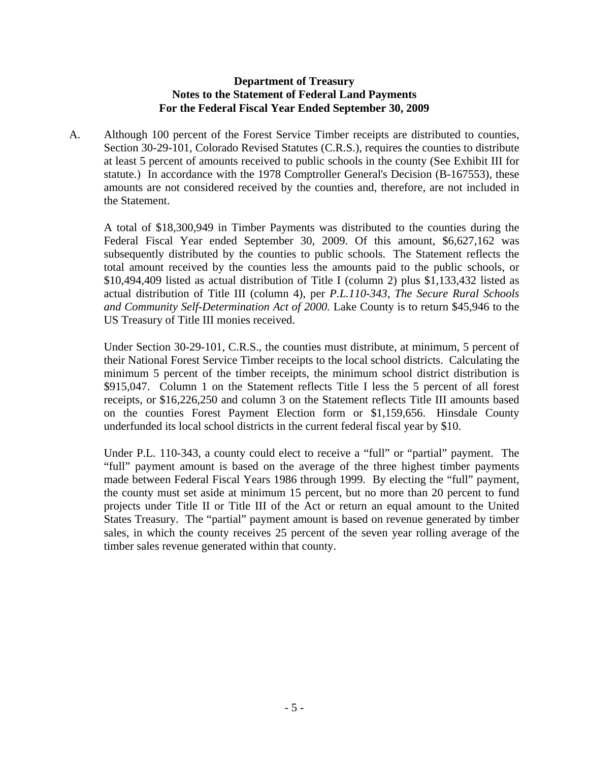**Department of Treasury**
**Notes to the Statement of Federal Land Payments**
**For the Federal Fiscal Year Ended September 30, 2009**

A. Although 100 percent of the Forest Service Timber receipts are distributed to counties, Section 30-29-101, Colorado Revised Statutes (C.R.S.), requires the counties to distribute at least 5 percent of amounts received to public schools in the county (See Exhibit III for statute.) In accordance with the 1978 Comptroller General's Decision (B-167553), these amounts are not considered received by the counties and, therefore, are not included in the Statement.

A total of $18,300,949 in Timber Payments was distributed to the counties during the Federal Fiscal Year ended September 30, 2009. Of this amount, $6,627,162 was subsequently distributed by the counties to public schools. The Statement reflects the total amount received by the counties less the amounts paid to the public schools, or $10,494,409 listed as actual distribution of Title I (column 2) plus $1,133,432 listed as actual distribution of Title III (column 4), per *P.L.110-343, The Secure Rural Schools and Community Self-Determination Act of 2000.* Lake County is to return $45,946 to the US Treasury of Title III monies received.

Under Section 30-29-101, C.R.S., the counties must distribute, at minimum, 5 percent of their National Forest Service Timber receipts to the local school districts. Calculating the minimum 5 percent of the timber receipts, the minimum school district distribution is $915,047. Column 1 on the Statement reflects Title I less the 5 percent of all forest receipts, or $16,226,250 and column 3 on the Statement reflects Title III amounts based on the counties Forest Payment Election form or $1,159,656. Hinsdale County underfunded its local school districts in the current federal fiscal year by $10.

Under P.L. 110-343, a county could elect to receive a "full" or "partial" payment. The "full" payment amount is based on the average of the three highest timber payments made between Federal Fiscal Years 1986 through 1999. By electing the "full" payment, the county must set aside at minimum 15 percent, but no more than 20 percent to fund projects under Title II or Title III of the Act or return an equal amount to the United States Treasury. The "partial" payment amount is based on revenue generated by timber sales, in which the county receives 25 percent of the seven year rolling average of the timber sales revenue generated within that county.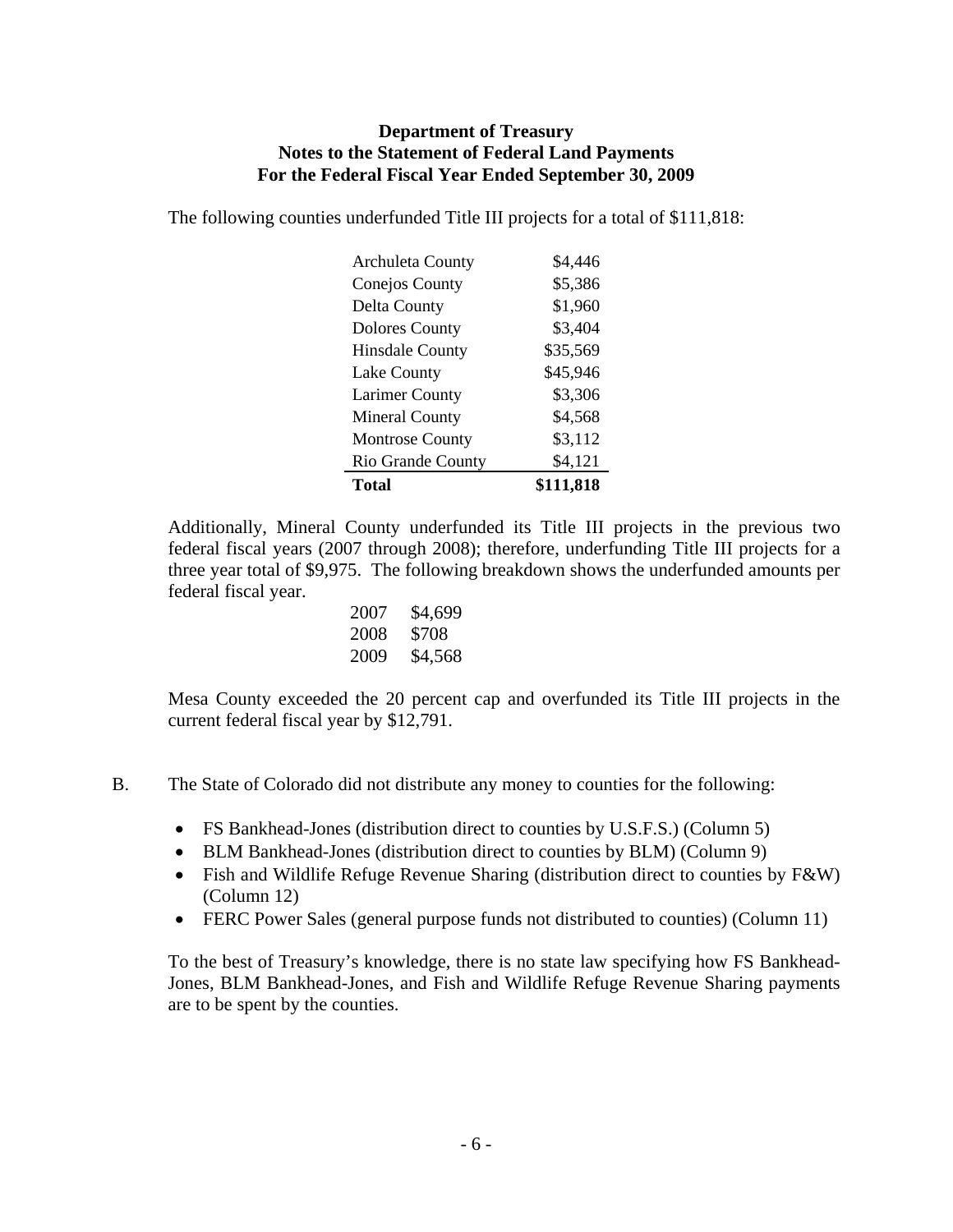**Department of Treasury**
**Notes to the Statement of Federal Land Payments**
**For the Federal Fiscal Year Ended September 30, 2009**

The following counties underfunded Title III projects for a total of $111,818:

| County | Amount |
|---|---|
| Archuleta County | $4,446 |
| Conejos County | $5,386 |
| Delta County | $1,960 |
| Dolores County | $3,404 |
| Hinsdale County | $35,569 |
| Lake County | $45,946 |
| Larimer County | $3,306 |
| Mineral County | $4,568 |
| Montrose County | $3,112 |
| Rio Grande County | $4,121 |
| **Total** | **$111,818** |

Additionally, Mineral County underfunded its Title III projects in the previous two federal fiscal years (2007 through 2008); therefore, underfunding Title III projects for a three year total of $9,975. The following breakdown shows the underfunded amounts per federal fiscal year.

| Year | Amount |
|---|---|
| 2007 | $4,699 |
| 2008 | $708 |
| 2009 | $4,568 |

Mesa County exceeded the 20 percent cap and overfunded its Title III projects in the current federal fiscal year by $12,791.

B. The State of Colorado did not distribute any money to counties for the following:

- FS Bankhead-Jones (distribution direct to counties by U.S.F.S.) (Column 5)
- BLM Bankhead-Jones (distribution direct to counties by BLM) (Column 9)
- Fish and Wildlife Refuge Revenue Sharing (distribution direct to counties by F&W) (Column 12)
- FERC Power Sales (general purpose funds not distributed to counties) (Column 11)

To the best of Treasury's knowledge, there is no state law specifying how FS Bankhead-Jones, BLM Bankhead-Jones, and Fish and Wildlife Refuge Revenue Sharing payments are to be spent by the counties.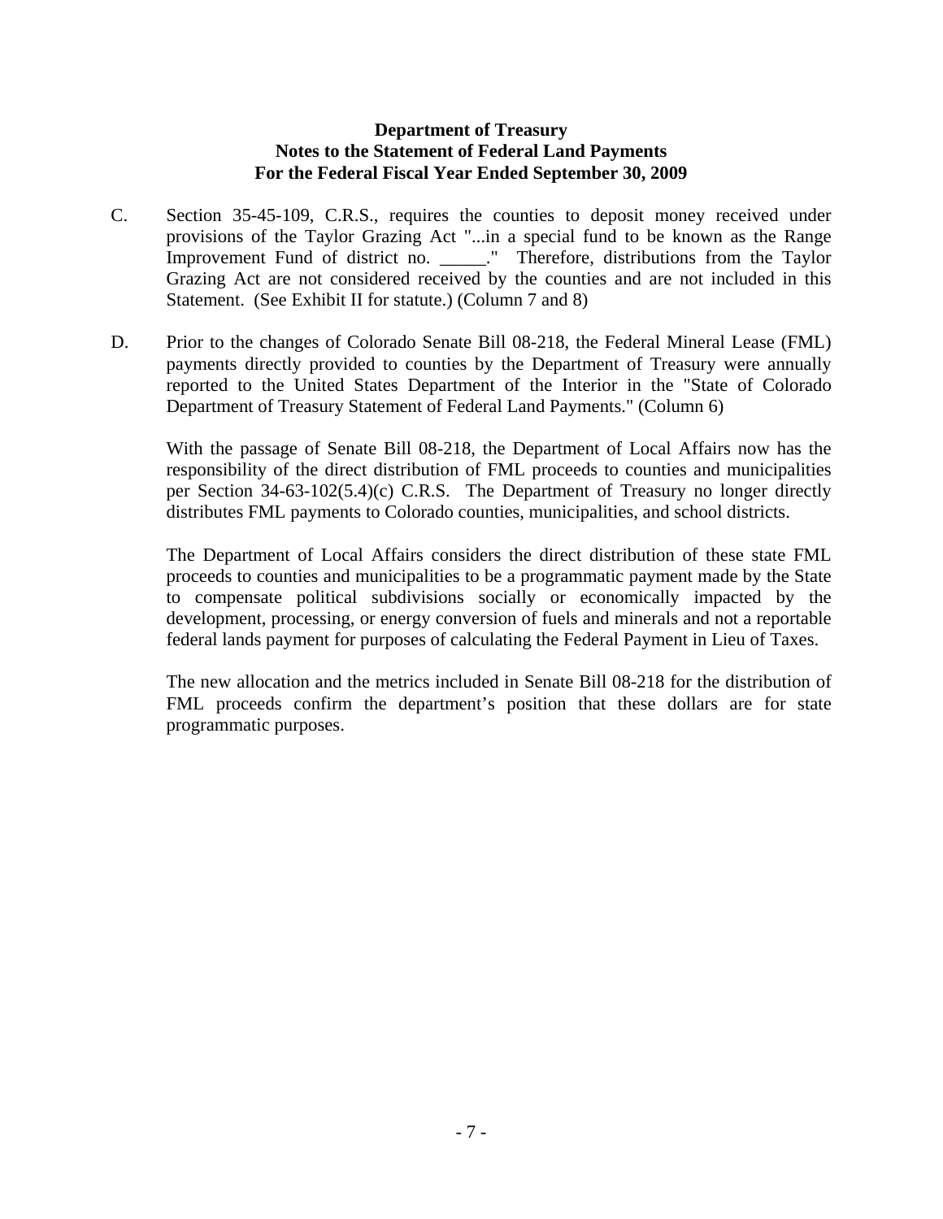**Department of Treasury**
**Notes to the Statement of Federal Land Payments**
**For the Federal Fiscal Year Ended September 30, 2009**

C. Section 35-45-109, C.R.S., requires the counties to deposit money received under provisions of the Taylor Grazing Act "...in a special fund to be known as the Range Improvement Fund of district no. _____." Therefore, distributions from the Taylor Grazing Act are not considered received by the counties and are not included in this Statement. (See Exhibit II for statute.) (Column 7 and 8)

D. Prior to the changes of Colorado Senate Bill 08-218, the Federal Mineral Lease (FML) payments directly provided to counties by the Department of Treasury were annually reported to the United States Department of the Interior in the "State of Colorado Department of Treasury Statement of Federal Land Payments." (Column 6)

   With the passage of Senate Bill 08-218, the Department of Local Affairs now has the responsibility of the direct distribution of FML proceeds to counties and municipalities per Section 34-63-102(5.4)(c) C.R.S. The Department of Treasury no longer directly distributes FML payments to Colorado counties, municipalities, and school districts.

   The Department of Local Affairs considers the direct distribution of these state FML proceeds to counties and municipalities to be a programmatic payment made by the State to compensate political subdivisions socially or economically impacted by the development, processing, or energy conversion of fuels and minerals and not a reportable federal lands payment for purposes of calculating the Federal Payment in Lieu of Taxes.

   The new allocation and the metrics included in Senate Bill 08-218 for the distribution of FML proceeds confirm the department's position that these dollars are for state programmatic purposes.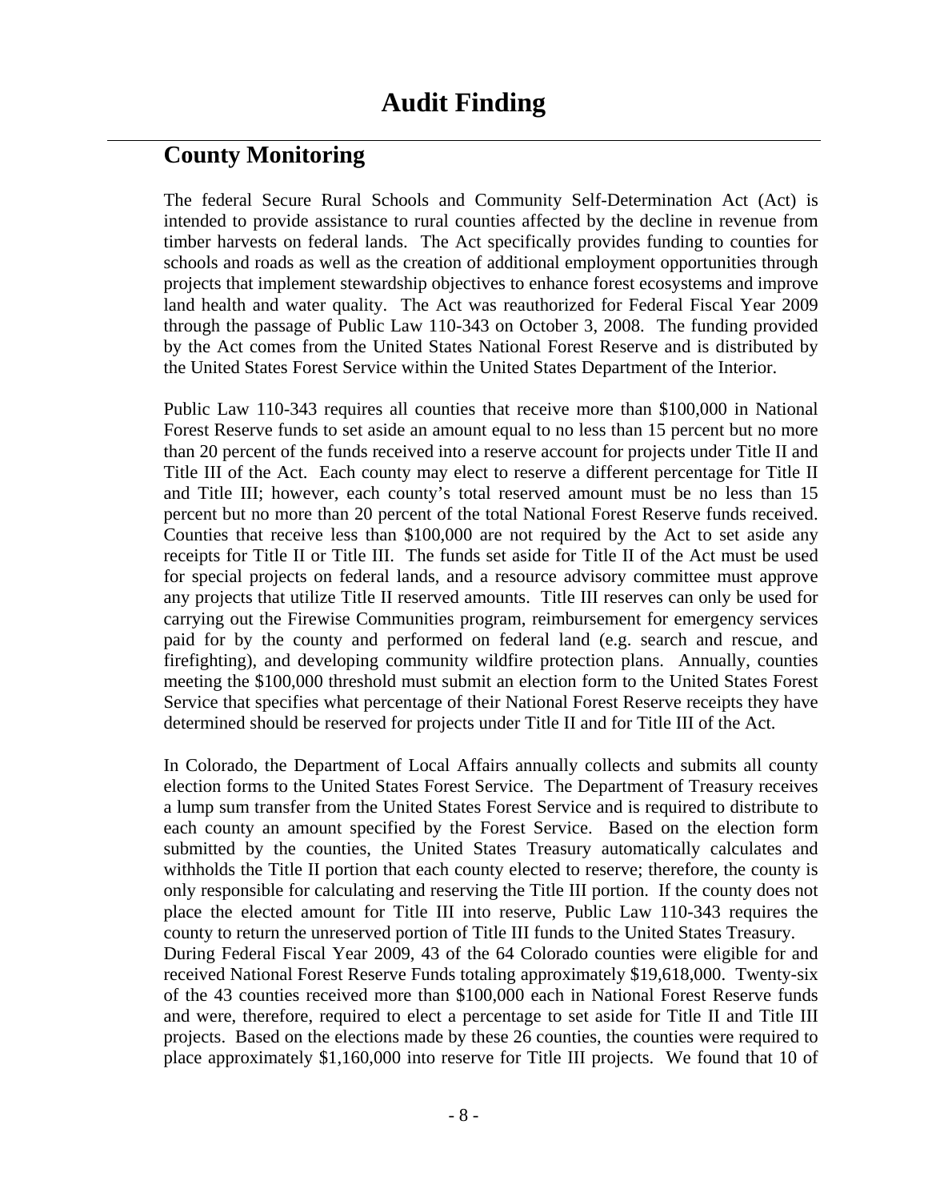# Audit Finding

## County Monitoring

The federal Secure Rural Schools and Community Self-Determination Act (Act) is intended to provide assistance to rural counties affected by the decline in revenue from timber harvests on federal lands. The Act specifically provides funding to counties for schools and roads as well as the creation of additional employment opportunities through projects that implement stewardship objectives to enhance forest ecosystems and improve land health and water quality. The Act was reauthorized for Federal Fiscal Year 2009 through the passage of Public Law 110-343 on October 3, 2008. The funding provided by the Act comes from the United States National Forest Reserve and is distributed by the United States Forest Service within the United States Department of the Interior.

Public Law 110-343 requires all counties that receive more than $100,000 in National Forest Reserve funds to set aside an amount equal to no less than 15 percent but no more than 20 percent of the funds received into a reserve account for projects under Title II and Title III of the Act. Each county may elect to reserve a different percentage for Title II and Title III; however, each county's total reserved amount must be no less than 15 percent but no more than 20 percent of the total National Forest Reserve funds received. Counties that receive less than $100,000 are not required by the Act to set aside any receipts for Title II or Title III. The funds set aside for Title II of the Act must be used for special projects on federal lands, and a resource advisory committee must approve any projects that utilize Title II reserved amounts. Title III reserves can only be used for carrying out the Firewise Communities program, reimbursement for emergency services paid for by the county and performed on federal land (e.g. search and rescue, and firefighting), and developing community wildfire protection plans. Annually, counties meeting the $100,000 threshold must submit an election form to the United States Forest Service that specifies what percentage of their National Forest Reserve receipts they have determined should be reserved for projects under Title II and for Title III of the Act.

In Colorado, the Department of Local Affairs annually collects and submits all county election forms to the United States Forest Service. The Department of Treasury receives a lump sum transfer from the United States Forest Service and is required to distribute to each county an amount specified by the Forest Service. Based on the election form submitted by the counties, the United States Treasury automatically calculates and withholds the Title II portion that each county elected to reserve; therefore, the county is only responsible for calculating and reserving the Title III portion. If the county does not place the elected amount for Title III into reserve, Public Law 110-343 requires the county to return the unreserved portion of Title III funds to the United States Treasury.

During Federal Fiscal Year 2009, 43 of the 64 Colorado counties were eligible for and received National Forest Reserve Funds totaling approximately $19,618,000. Twenty-six of the 43 counties received more than $100,000 each in National Forest Reserve funds and were, therefore, required to elect a percentage to set aside for Title II and Title III projects. Based on the elections made by these 26 counties, the counties were required to place approximately $1,160,000 into reserve for Title III projects. We found that 10 of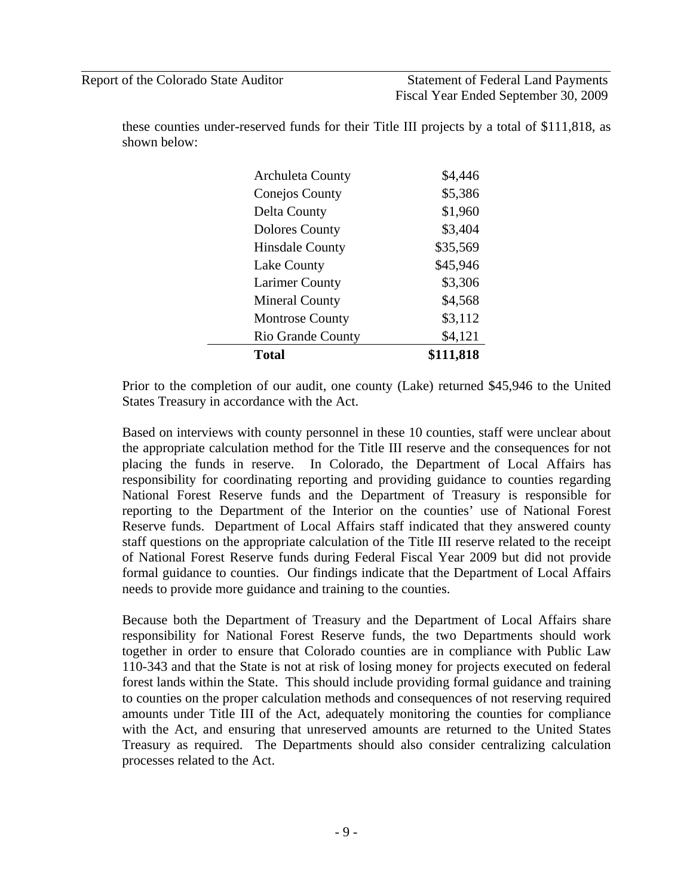these counties under-reserved funds for their Title III projects by a total of $111,818, as shown below:

| County | Amount |
|---|---|
| Archuleta County | $4,446 |
| Conejos County | $5,386 |
| Delta County | $1,960 |
| Dolores County | $3,404 |
| Hinsdale County | $35,569 |
| Lake County | $45,946 |
| Larimer County | $3,306 |
| Mineral County | $4,568 |
| Montrose County | $3,112 |
| Rio Grande County | $4,121 |
| **Total** | **$111,818** |

Prior to the completion of our audit, one county (Lake) returned $45,946 to the United States Treasury in accordance with the Act.

Based on interviews with county personnel in these 10 counties, staff were unclear about the appropriate calculation method for the Title III reserve and the consequences for not placing the funds in reserve. In Colorado, the Department of Local Affairs has responsibility for coordinating reporting and providing guidance to counties regarding National Forest Reserve funds and the Department of Treasury is responsible for reporting to the Department of the Interior on the counties' use of National Forest Reserve funds. Department of Local Affairs staff indicated that they answered county staff questions on the appropriate calculation of the Title III reserve related to the receipt of National Forest Reserve funds during Federal Fiscal Year 2009 but did not provide formal guidance to counties. Our findings indicate that the Department of Local Affairs needs to provide more guidance and training to the counties.

Because both the Department of Treasury and the Department of Local Affairs share responsibility for National Forest Reserve funds, the two Departments should work together in order to ensure that Colorado counties are in compliance with Public Law 110-343 and that the State is not at risk of losing money for projects executed on federal forest lands within the State. This should include providing formal guidance and training to counties on the proper calculation methods and consequences of not reserving required amounts under Title III of the Act, adequately monitoring the counties for compliance with the Act, and ensuring that unreserved amounts are returned to the United States Treasury as required. The Departments should also consider centralizing calculation processes related to the Act.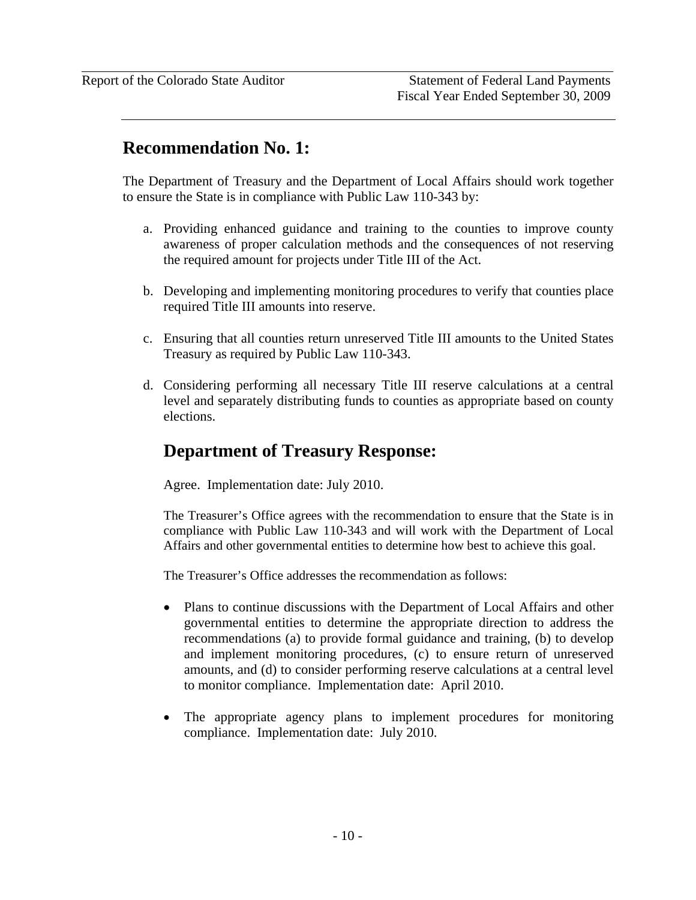## Recommendation No. 1:

The Department of Treasury and the Department of Local Affairs should work together to ensure the State is in compliance with Public Law 110-343 by:

a. Providing enhanced guidance and training to the counties to improve county awareness of proper calculation methods and the consequences of not reserving the required amount for projects under Title III of the Act.

b. Developing and implementing monitoring procedures to verify that counties place required Title III amounts into reserve.

c. Ensuring that all counties return unreserved Title III amounts to the United States Treasury as required by Public Law 110-343.

d. Considering performing all necessary Title III reserve calculations at a central level and separately distributing funds to counties as appropriate based on county elections.

## Department of Treasury Response:

Agree. Implementation date: July 2010.

The Treasurer's Office agrees with the recommendation to ensure that the State is in compliance with Public Law 110-343 and will work with the Department of Local Affairs and other governmental entities to determine how best to achieve this goal.

The Treasurer's Office addresses the recommendation as follows:

- Plans to continue discussions with the Department of Local Affairs and other governmental entities to determine the appropriate direction to address the recommendations (a) to provide formal guidance and training, (b) to develop and implement monitoring procedures, (c) to ensure return of unreserved amounts, and (d) to consider performing reserve calculations at a central level to monitor compliance. Implementation date: April 2010.

- The appropriate agency plans to implement procedures for monitoring compliance. Implementation date: July 2010.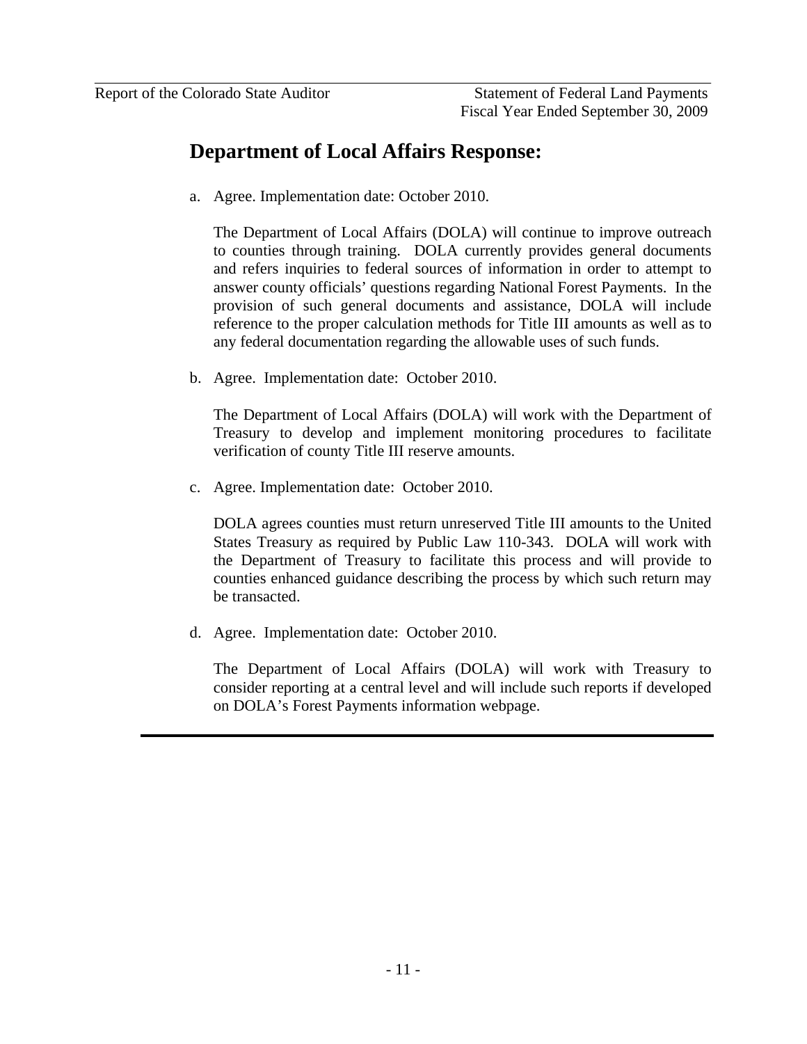## Department of Local Affairs Response:

a. Agree. Implementation date: October 2010.

   The Department of Local Affairs (DOLA) will continue to improve outreach to counties through training. DOLA currently provides general documents and refers inquiries to federal sources of information in order to attempt to answer county officials' questions regarding National Forest Payments. In the provision of such general documents and assistance, DOLA will include reference to the proper calculation methods for Title III amounts as well as to any federal documentation regarding the allowable uses of such funds.

b. Agree. Implementation date: October 2010.

   The Department of Local Affairs (DOLA) will work with the Department of Treasury to develop and implement monitoring procedures to facilitate verification of county Title III reserve amounts.

c. Agree. Implementation date: October 2010.

   DOLA agrees counties must return unreserved Title III amounts to the United States Treasury as required by Public Law 110-343. DOLA will work with the Department of Treasury to facilitate this process and will provide to counties enhanced guidance describing the process by which such return may be transacted.

d. Agree. Implementation date: October 2010.

   The Department of Local Affairs (DOLA) will work with Treasury to consider reporting at a central level and will include such reports if developed on DOLA's Forest Payments information webpage.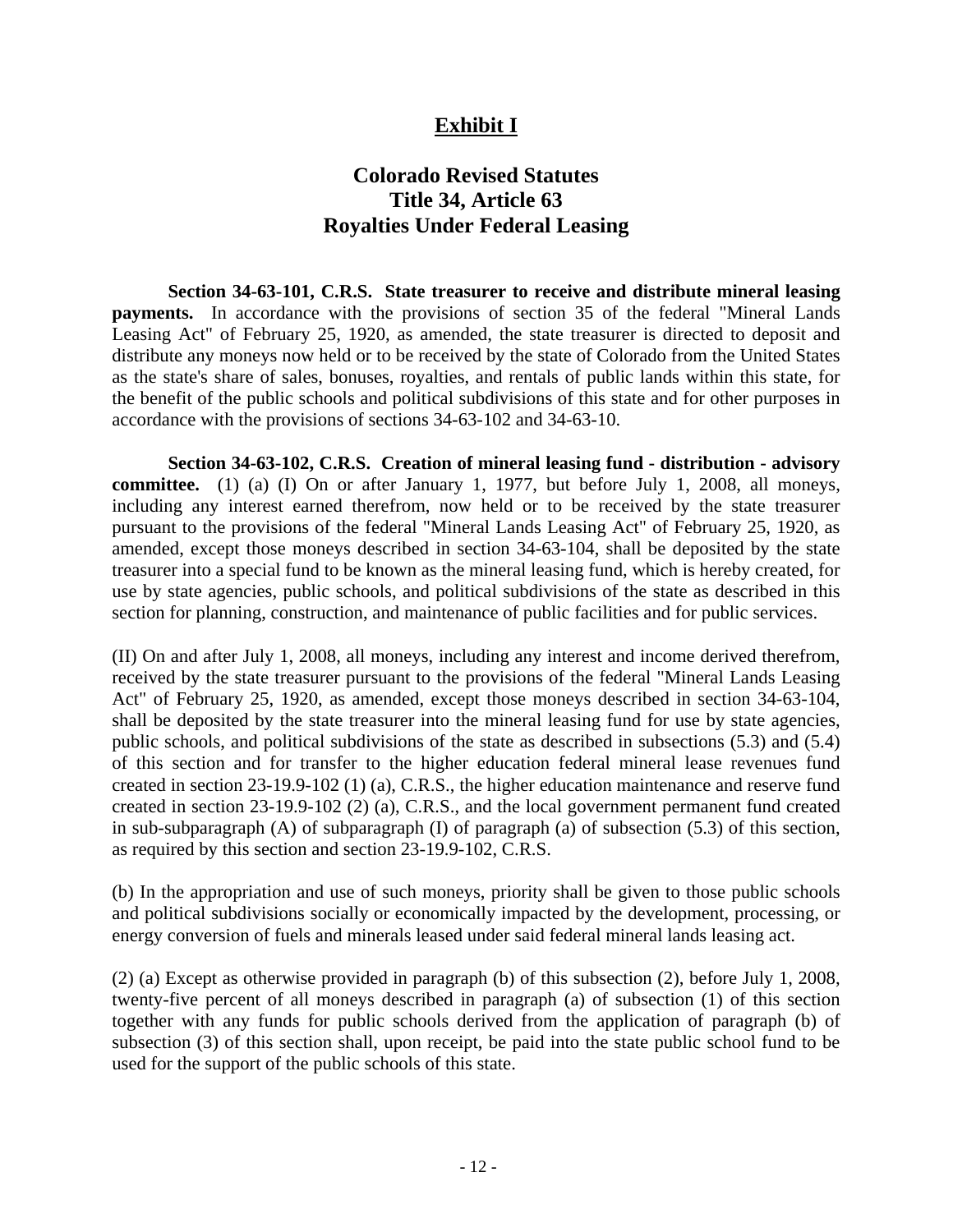# Exhibit I

## Colorado Revised Statutes
## Title 34, Article 63
## Royalties Under Federal Leasing

**Section 34-63-101, C.R.S. State treasurer to receive and distribute mineral leasing payments.** In accordance with the provisions of section 35 of the federal "Mineral Lands Leasing Act" of February 25, 1920, as amended, the state treasurer is directed to deposit and distribute any moneys now held or to be received by the state of Colorado from the United States as the state's share of sales, bonuses, royalties, and rentals of public lands within this state, for the benefit of the public schools and political subdivisions of this state and for other purposes in accordance with the provisions of sections 34-63-102 and 34-63-10.

**Section 34-63-102, C.R.S. Creation of mineral leasing fund - distribution - advisory committee.** (1) (a) (I) On or after January 1, 1977, but before July 1, 2008, all moneys, including any interest earned therefrom, now held or to be received by the state treasurer pursuant to the provisions of the federal "Mineral Lands Leasing Act" of February 25, 1920, as amended, except those moneys described in section 34-63-104, shall be deposited by the state treasurer into a special fund to be known as the mineral leasing fund, which is hereby created, for use by state agencies, public schools, and political subdivisions of the state as described in this section for planning, construction, and maintenance of public facilities and for public services.

(II) On and after July 1, 2008, all moneys, including any interest and income derived therefrom, received by the state treasurer pursuant to the provisions of the federal "Mineral Lands Leasing Act" of February 25, 1920, as amended, except those moneys described in section 34-63-104, shall be deposited by the state treasurer into the mineral leasing fund for use by state agencies, public schools, and political subdivisions of the state as described in subsections (5.3) and (5.4) of this section and for transfer to the higher education federal mineral lease revenues fund created in section 23-19.9-102 (1) (a), C.R.S., the higher education maintenance and reserve fund created in section 23-19.9-102 (2) (a), C.R.S., and the local government permanent fund created in sub-subparagraph (A) of subparagraph (I) of paragraph (a) of subsection (5.3) of this section, as required by this section and section 23-19.9-102, C.R.S.

(b) In the appropriation and use of such moneys, priority shall be given to those public schools and political subdivisions socially or economically impacted by the development, processing, or energy conversion of fuels and minerals leased under said federal mineral lands leasing act.

(2) (a) Except as otherwise provided in paragraph (b) of this subsection (2), before July 1, 2008, twenty-five percent of all moneys described in paragraph (a) of subsection (1) of this section together with any funds for public schools derived from the application of paragraph (b) of subsection (3) of this section shall, upon receipt, be paid into the state public school fund to be used for the support of the public schools of this state.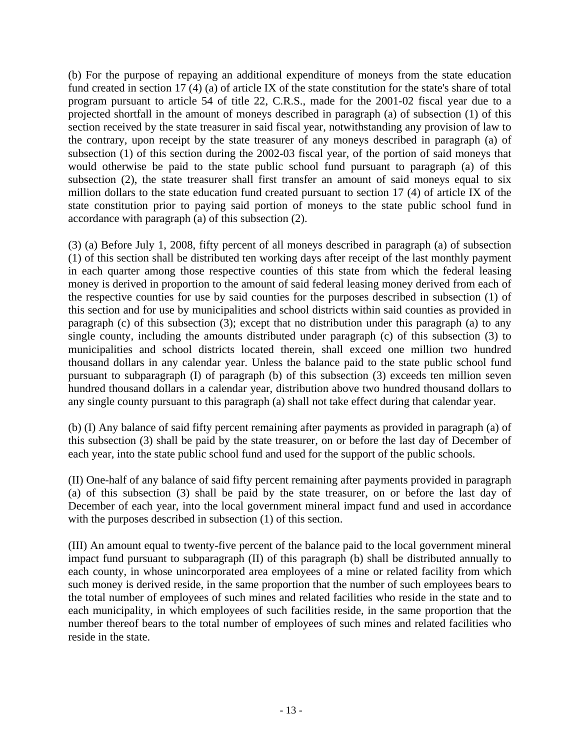(b) For the purpose of repaying an additional expenditure of moneys from the state education fund created in section 17 (4) (a) of article IX of the state constitution for the state's share of total program pursuant to article 54 of title 22, C.R.S., made for the 2001-02 fiscal year due to a projected shortfall in the amount of moneys described in paragraph (a) of subsection (1) of this section received by the state treasurer in said fiscal year, notwithstanding any provision of law to the contrary, upon receipt by the state treasurer of any moneys described in paragraph (a) of subsection (1) of this section during the 2002-03 fiscal year, of the portion of said moneys that would otherwise be paid to the state public school fund pursuant to paragraph (a) of this subsection (2), the state treasurer shall first transfer an amount of said moneys equal to six million dollars to the state education fund created pursuant to section 17 (4) of article IX of the state constitution prior to paying said portion of moneys to the state public school fund in accordance with paragraph (a) of this subsection (2).

(3) (a) Before July 1, 2008, fifty percent of all moneys described in paragraph (a) of subsection (1) of this section shall be distributed ten working days after receipt of the last monthly payment in each quarter among those respective counties of this state from which the federal leasing money is derived in proportion to the amount of said federal leasing money derived from each of the respective counties for use by said counties for the purposes described in subsection (1) of this section and for use by municipalities and school districts within said counties as provided in paragraph (c) of this subsection (3); except that no distribution under this paragraph (a) to any single county, including the amounts distributed under paragraph (c) of this subsection (3) to municipalities and school districts located therein, shall exceed one million two hundred thousand dollars in any calendar year. Unless the balance paid to the state public school fund pursuant to subparagraph (I) of paragraph (b) of this subsection (3) exceeds ten million seven hundred thousand dollars in a calendar year, distribution above two hundred thousand dollars to any single county pursuant to this paragraph (a) shall not take effect during that calendar year.

(b) (I) Any balance of said fifty percent remaining after payments as provided in paragraph (a) of this subsection (3) shall be paid by the state treasurer, on or before the last day of December of each year, into the state public school fund and used for the support of the public schools.

(II) One-half of any balance of said fifty percent remaining after payments provided in paragraph (a) of this subsection (3) shall be paid by the state treasurer, on or before the last day of December of each year, into the local government mineral impact fund and used in accordance with the purposes described in subsection (1) of this section.

(III) An amount equal to twenty-five percent of the balance paid to the local government mineral impact fund pursuant to subparagraph (II) of this paragraph (b) shall be distributed annually to each county, in whose unincorporated area employees of a mine or related facility from which such money is derived reside, in the same proportion that the number of such employees bears to the total number of employees of such mines and related facilities who reside in the state and to each municipality, in which employees of such facilities reside, in the same proportion that the number thereof bears to the total number of employees of such mines and related facilities who reside in the state.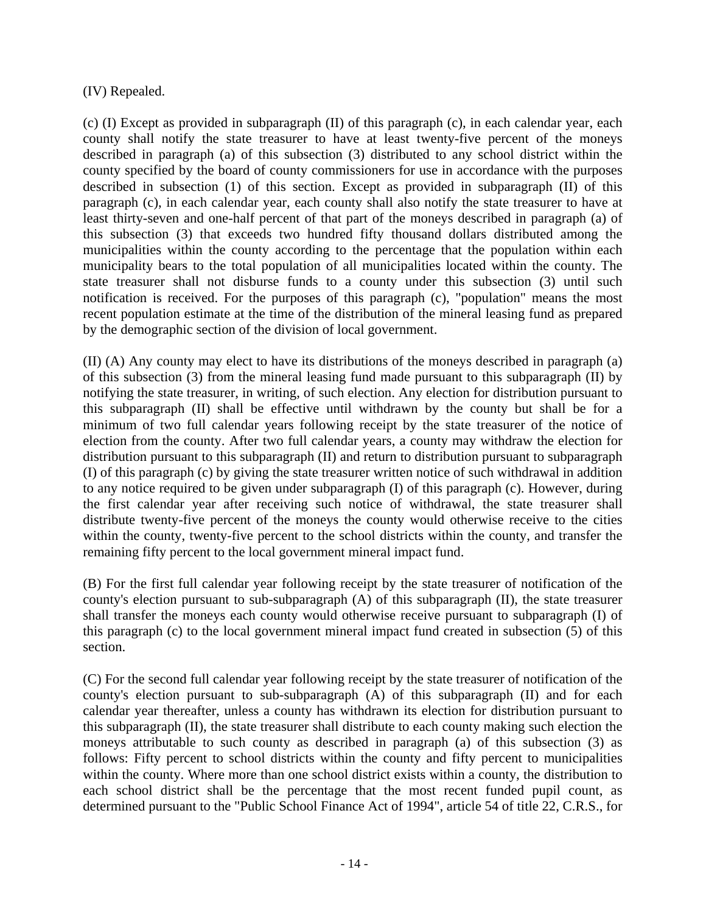(IV) Repealed.

(c) (I) Except as provided in subparagraph (II) of this paragraph (c), in each calendar year, each county shall notify the state treasurer to have at least twenty-five percent of the moneys described in paragraph (a) of this subsection (3) distributed to any school district within the county specified by the board of county commissioners for use in accordance with the purposes described in subsection (1) of this section. Except as provided in subparagraph (II) of this paragraph (c), in each calendar year, each county shall also notify the state treasurer to have at least thirty-seven and one-half percent of that part of the moneys described in paragraph (a) of this subsection (3) that exceeds two hundred fifty thousand dollars distributed among the municipalities within the county according to the percentage that the population within each municipality bears to the total population of all municipalities located within the county. The state treasurer shall not disburse funds to a county under this subsection (3) until such notification is received. For the purposes of this paragraph (c), "population" means the most recent population estimate at the time of the distribution of the mineral leasing fund as prepared by the demographic section of the division of local government.

(II) (A) Any county may elect to have its distributions of the moneys described in paragraph (a) of this subsection (3) from the mineral leasing fund made pursuant to this subparagraph (II) by notifying the state treasurer, in writing, of such election. Any election for distribution pursuant to this subparagraph (II) shall be effective until withdrawn by the county but shall be for a minimum of two full calendar years following receipt by the state treasurer of the notice of election from the county. After two full calendar years, a county may withdraw the election for distribution pursuant to this subparagraph (II) and return to distribution pursuant to subparagraph (I) of this paragraph (c) by giving the state treasurer written notice of such withdrawal in addition to any notice required to be given under subparagraph (I) of this paragraph (c). However, during the first calendar year after receiving such notice of withdrawal, the state treasurer shall distribute twenty-five percent of the moneys the county would otherwise receive to the cities within the county, twenty-five percent to the school districts within the county, and transfer the remaining fifty percent to the local government mineral impact fund.

(B) For the first full calendar year following receipt by the state treasurer of notification of the county's election pursuant to sub-subparagraph (A) of this subparagraph (II), the state treasurer shall transfer the moneys each county would otherwise receive pursuant to subparagraph (I) of this paragraph (c) to the local government mineral impact fund created in subsection (5) of this section.

(C) For the second full calendar year following receipt by the state treasurer of notification of the county's election pursuant to sub-subparagraph (A) of this subparagraph (II) and for each calendar year thereafter, unless a county has withdrawn its election for distribution pursuant to this subparagraph (II), the state treasurer shall distribute to each county making such election the moneys attributable to such county as described in paragraph (a) of this subsection (3) as follows: Fifty percent to school districts within the county and fifty percent to municipalities within the county. Where more than one school district exists within a county, the distribution to each school district shall be the percentage that the most recent funded pupil count, as determined pursuant to the "Public School Finance Act of 1994", article 54 of title 22, C.R.S., for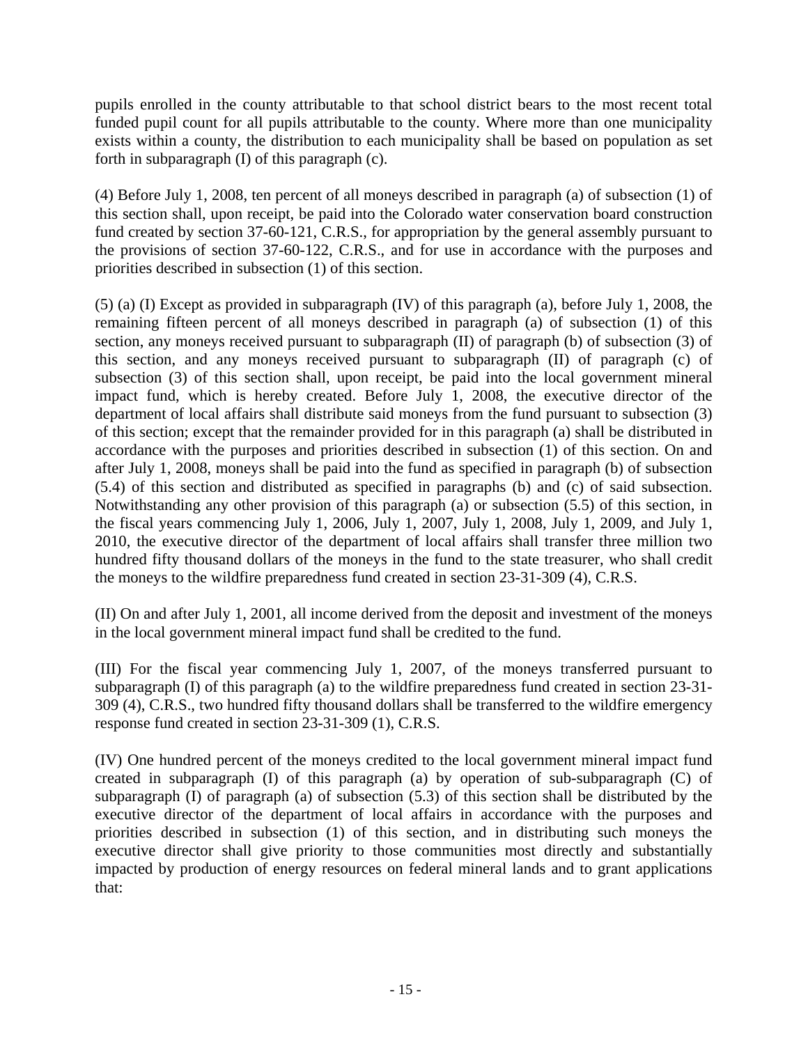pupils enrolled in the county attributable to that school district bears to the most recent total funded pupil count for all pupils attributable to the county. Where more than one municipality exists within a county, the distribution to each municipality shall be based on population as set forth in subparagraph (I) of this paragraph (c).

(4) Before July 1, 2008, ten percent of all moneys described in paragraph (a) of subsection (1) of this section shall, upon receipt, be paid into the Colorado water conservation board construction fund created by section 37-60-121, C.R.S., for appropriation by the general assembly pursuant to the provisions of section 37-60-122, C.R.S., and for use in accordance with the purposes and priorities described in subsection (1) of this section.

(5) (a) (I) Except as provided in subparagraph (IV) of this paragraph (a), before July 1, 2008, the remaining fifteen percent of all moneys described in paragraph (a) of subsection (1) of this section, any moneys received pursuant to subparagraph (II) of paragraph (b) of subsection (3) of this section, and any moneys received pursuant to subparagraph (II) of paragraph (c) of subsection (3) of this section shall, upon receipt, be paid into the local government mineral impact fund, which is hereby created. Before July 1, 2008, the executive director of the department of local affairs shall distribute said moneys from the fund pursuant to subsection (3) of this section; except that the remainder provided for in this paragraph (a) shall be distributed in accordance with the purposes and priorities described in subsection (1) of this section. On and after July 1, 2008, moneys shall be paid into the fund as specified in paragraph (b) of subsection (5.4) of this section and distributed as specified in paragraphs (b) and (c) of said subsection. Notwithstanding any other provision of this paragraph (a) or subsection (5.5) of this section, in the fiscal years commencing July 1, 2006, July 1, 2007, July 1, 2008, July 1, 2009, and July 1, 2010, the executive director of the department of local affairs shall transfer three million two hundred fifty thousand dollars of the moneys in the fund to the state treasurer, who shall credit the moneys to the wildfire preparedness fund created in section 23-31-309 (4), C.R.S.

(II) On and after July 1, 2001, all income derived from the deposit and investment of the moneys in the local government mineral impact fund shall be credited to the fund.

(III) For the fiscal year commencing July 1, 2007, of the moneys transferred pursuant to subparagraph (I) of this paragraph (a) to the wildfire preparedness fund created in section 23-31-309 (4), C.R.S., two hundred fifty thousand dollars shall be transferred to the wildfire emergency response fund created in section 23-31-309 (1), C.R.S.

(IV) One hundred percent of the moneys credited to the local government mineral impact fund created in subparagraph (I) of this paragraph (a) by operation of sub-subparagraph (C) of subparagraph (I) of paragraph (a) of subsection (5.3) of this section shall be distributed by the executive director of the department of local affairs in accordance with the purposes and priorities described in subsection (1) of this section, and in distributing such moneys the executive director shall give priority to those communities most directly and substantially impacted by production of energy resources on federal mineral lands and to grant applications that: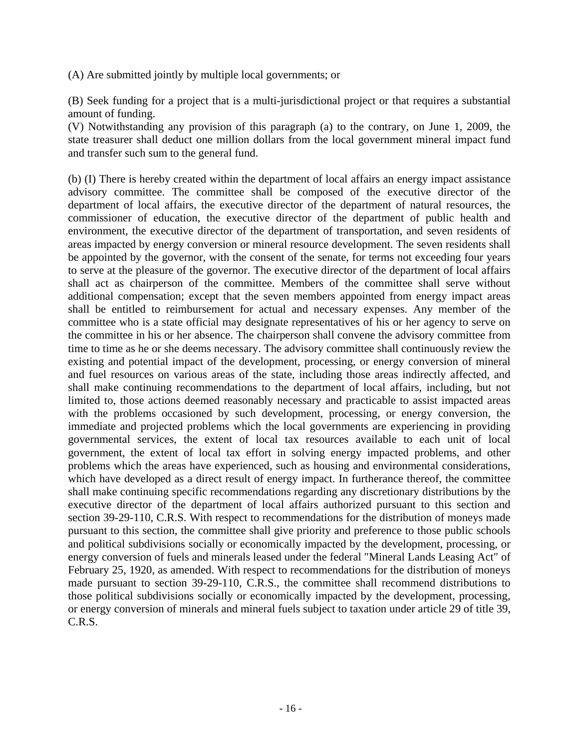(A) Are submitted jointly by multiple local governments; or

(B) Seek funding for a project that is a multi-jurisdictional project or that requires a substantial amount of funding.

(V) Notwithstanding any provision of this paragraph (a) to the contrary, on June 1, 2009, the state treasurer shall deduct one million dollars from the local government mineral impact fund and transfer such sum to the general fund.

(b) (I) There is hereby created within the department of local affairs an energy impact assistance advisory committee. The committee shall be composed of the executive director of the department of local affairs, the executive director of the department of natural resources, the commissioner of education, the executive director of the department of public health and environment, the executive director of the department of transportation, and seven residents of areas impacted by energy conversion or mineral resource development. The seven residents shall be appointed by the governor, with the consent of the senate, for terms not exceeding four years to serve at the pleasure of the governor. The executive director of the department of local affairs shall act as chairperson of the committee. Members of the committee shall serve without additional compensation; except that the seven members appointed from energy impact areas shall be entitled to reimbursement for actual and necessary expenses. Any member of the committee who is a state official may designate representatives of his or her agency to serve on the committee in his or her absence. The chairperson shall convene the advisory committee from time to time as he or she deems necessary. The advisory committee shall continuously review the existing and potential impact of the development, processing, or energy conversion of mineral and fuel resources on various areas of the state, including those areas indirectly affected, and shall make continuing recommendations to the department of local affairs, including, but not limited to, those actions deemed reasonably necessary and practicable to assist impacted areas with the problems occasioned by such development, processing, or energy conversion, the immediate and projected problems which the local governments are experiencing in providing governmental services, the extent of local tax resources available to each unit of local government, the extent of local tax effort in solving energy impacted problems, and other problems which the areas have experienced, such as housing and environmental considerations, which have developed as a direct result of energy impact. In furtherance thereof, the committee shall make continuing specific recommendations regarding any discretionary distributions by the executive director of the department of local affairs authorized pursuant to this section and section 39-29-110, C.R.S. With respect to recommendations for the distribution of moneys made pursuant to this section, the committee shall give priority and preference to those public schools and political subdivisions socially or economically impacted by the development, processing, or energy conversion of fuels and minerals leased under the federal "Mineral Lands Leasing Act" of February 25, 1920, as amended. With respect to recommendations for the distribution of moneys made pursuant to section 39-29-110, C.R.S., the committee shall recommend distributions to those political subdivisions socially or economically impacted by the development, processing, or energy conversion of minerals and mineral fuels subject to taxation under article 29 of title 39, C.R.S.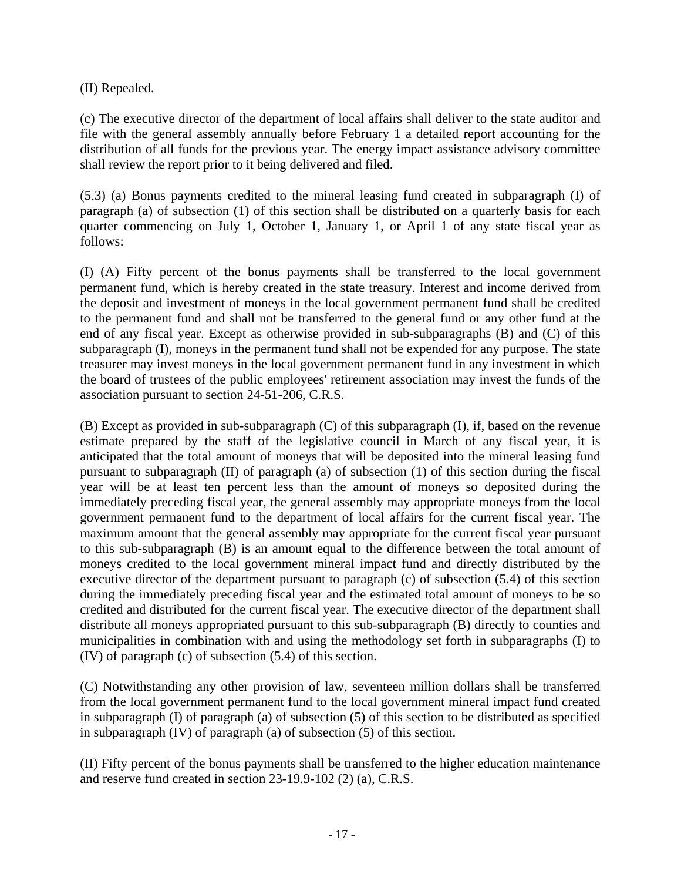(II) Repealed.

(c) The executive director of the department of local affairs shall deliver to the state auditor and file with the general assembly annually before February 1 a detailed report accounting for the distribution of all funds for the previous year. The energy impact assistance advisory committee shall review the report prior to it being delivered and filed.

(5.3) (a) Bonus payments credited to the mineral leasing fund created in subparagraph (I) of paragraph (a) of subsection (1) of this section shall be distributed on a quarterly basis for each quarter commencing on July 1, October 1, January 1, or April 1 of any state fiscal year as follows:

(I) (A) Fifty percent of the bonus payments shall be transferred to the local government permanent fund, which is hereby created in the state treasury. Interest and income derived from the deposit and investment of moneys in the local government permanent fund shall be credited to the permanent fund and shall not be transferred to the general fund or any other fund at the end of any fiscal year. Except as otherwise provided in sub-subparagraphs (B) and (C) of this subparagraph (I), moneys in the permanent fund shall not be expended for any purpose. The state treasurer may invest moneys in the local government permanent fund in any investment in which the board of trustees of the public employees' retirement association may invest the funds of the association pursuant to section 24-51-206, C.R.S.

(B) Except as provided in sub-subparagraph (C) of this subparagraph (I), if, based on the revenue estimate prepared by the staff of the legislative council in March of any fiscal year, it is anticipated that the total amount of moneys that will be deposited into the mineral leasing fund pursuant to subparagraph (II) of paragraph (a) of subsection (1) of this section during the fiscal year will be at least ten percent less than the amount of moneys so deposited during the immediately preceding fiscal year, the general assembly may appropriate moneys from the local government permanent fund to the department of local affairs for the current fiscal year. The maximum amount that the general assembly may appropriate for the current fiscal year pursuant to this sub-subparagraph (B) is an amount equal to the difference between the total amount of moneys credited to the local government mineral impact fund and directly distributed by the executive director of the department pursuant to paragraph (c) of subsection (5.4) of this section during the immediately preceding fiscal year and the estimated total amount of moneys to be so credited and distributed for the current fiscal year. The executive director of the department shall distribute all moneys appropriated pursuant to this sub-subparagraph (B) directly to counties and municipalities in combination with and using the methodology set forth in subparagraphs (I) to (IV) of paragraph (c) of subsection (5.4) of this section.

(C) Notwithstanding any other provision of law, seventeen million dollars shall be transferred from the local government permanent fund to the local government mineral impact fund created in subparagraph (I) of paragraph (a) of subsection (5) of this section to be distributed as specified in subparagraph (IV) of paragraph (a) of subsection (5) of this section.

(II) Fifty percent of the bonus payments shall be transferred to the higher education maintenance and reserve fund created in section 23-19.9-102 (2) (a), C.R.S.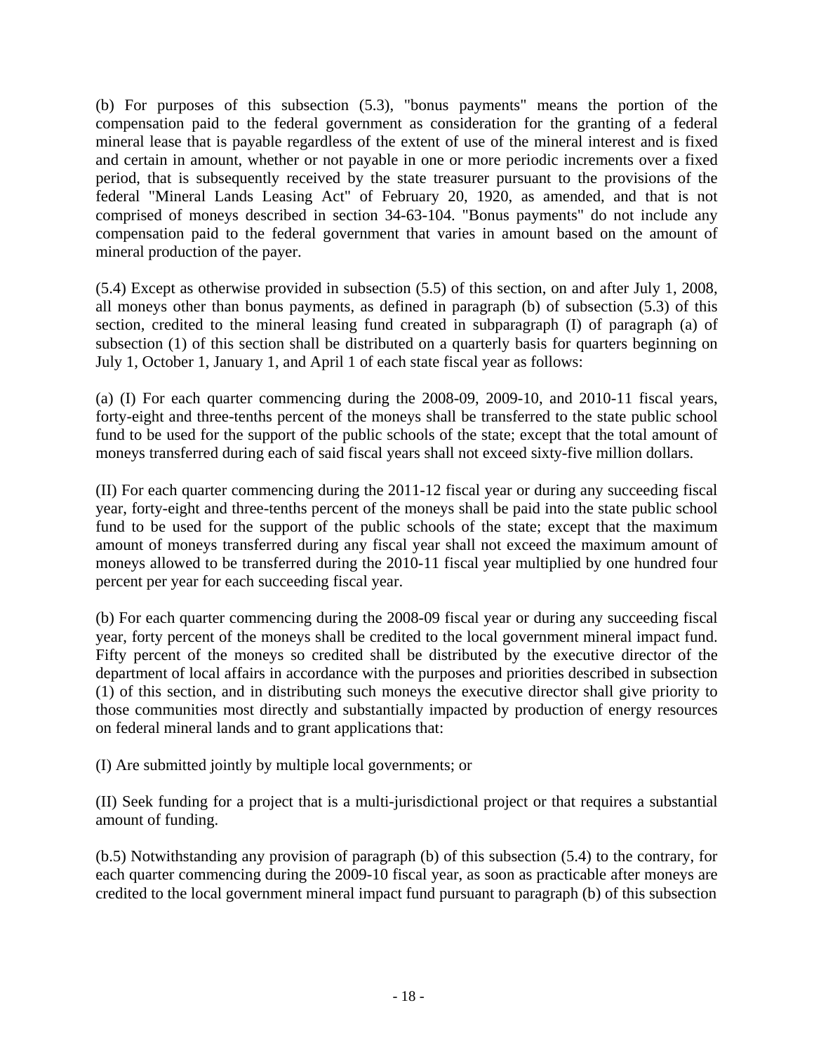(b) For purposes of this subsection (5.3), "bonus payments" means the portion of the compensation paid to the federal government as consideration for the granting of a federal mineral lease that is payable regardless of the extent of use of the mineral interest and is fixed and certain in amount, whether or not payable in one or more periodic increments over a fixed period, that is subsequently received by the state treasurer pursuant to the provisions of the federal "Mineral Lands Leasing Act" of February 20, 1920, as amended, and that is not comprised of moneys described in section 34-63-104. "Bonus payments" do not include any compensation paid to the federal government that varies in amount based on the amount of mineral production of the payer.

(5.4) Except as otherwise provided in subsection (5.5) of this section, on and after July 1, 2008, all moneys other than bonus payments, as defined in paragraph (b) of subsection (5.3) of this section, credited to the mineral leasing fund created in subparagraph (I) of paragraph (a) of subsection (1) of this section shall be distributed on a quarterly basis for quarters beginning on July 1, October 1, January 1, and April 1 of each state fiscal year as follows:

(a) (I) For each quarter commencing during the 2008-09, 2009-10, and 2010-11 fiscal years, forty-eight and three-tenths percent of the moneys shall be transferred to the state public school fund to be used for the support of the public schools of the state; except that the total amount of moneys transferred during each of said fiscal years shall not exceed sixty-five million dollars.

(II) For each quarter commencing during the 2011-12 fiscal year or during any succeeding fiscal year, forty-eight and three-tenths percent of the moneys shall be paid into the state public school fund to be used for the support of the public schools of the state; except that the maximum amount of moneys transferred during any fiscal year shall not exceed the maximum amount of moneys allowed to be transferred during the 2010-11 fiscal year multiplied by one hundred four percent per year for each succeeding fiscal year.

(b) For each quarter commencing during the 2008-09 fiscal year or during any succeeding fiscal year, forty percent of the moneys shall be credited to the local government mineral impact fund. Fifty percent of the moneys so credited shall be distributed by the executive director of the department of local affairs in accordance with the purposes and priorities described in subsection (1) of this section, and in distributing such moneys the executive director shall give priority to those communities most directly and substantially impacted by production of energy resources on federal mineral lands and to grant applications that:

(I) Are submitted jointly by multiple local governments; or

(II) Seek funding for a project that is a multi-jurisdictional project or that requires a substantial amount of funding.

(b.5) Notwithstanding any provision of paragraph (b) of this subsection (5.4) to the contrary, for each quarter commencing during the 2009-10 fiscal year, as soon as practicable after moneys are credited to the local government mineral impact fund pursuant to paragraph (b) of this subsection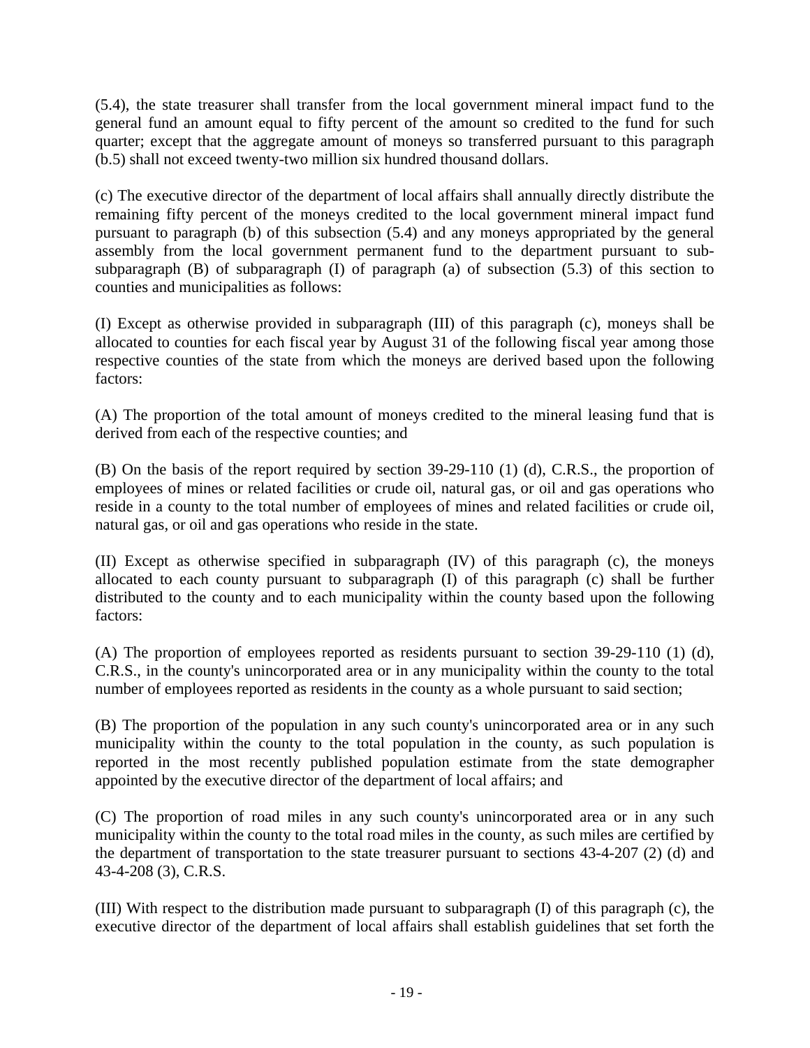(5.4), the state treasurer shall transfer from the local government mineral impact fund to the general fund an amount equal to fifty percent of the amount so credited to the fund for such quarter; except that the aggregate amount of moneys so transferred pursuant to this paragraph (b.5) shall not exceed twenty-two million six hundred thousand dollars.

(c) The executive director of the department of local affairs shall annually directly distribute the remaining fifty percent of the moneys credited to the local government mineral impact fund pursuant to paragraph (b) of this subsection (5.4) and any moneys appropriated by the general assembly from the local government permanent fund to the department pursuant to sub-subparagraph (B) of subparagraph (I) of paragraph (a) of subsection (5.3) of this section to counties and municipalities as follows:

(I) Except as otherwise provided in subparagraph (III) of this paragraph (c), moneys shall be allocated to counties for each fiscal year by August 31 of the following fiscal year among those respective counties of the state from which the moneys are derived based upon the following factors:

(A) The proportion of the total amount of moneys credited to the mineral leasing fund that is derived from each of the respective counties; and

(B) On the basis of the report required by section 39-29-110 (1) (d), C.R.S., the proportion of employees of mines or related facilities or crude oil, natural gas, or oil and gas operations who reside in a county to the total number of employees of mines and related facilities or crude oil, natural gas, or oil and gas operations who reside in the state.

(II) Except as otherwise specified in subparagraph (IV) of this paragraph (c), the moneys allocated to each county pursuant to subparagraph (I) of this paragraph (c) shall be further distributed to the county and to each municipality within the county based upon the following factors:

(A) The proportion of employees reported as residents pursuant to section 39-29-110 (1) (d), C.R.S., in the county's unincorporated area or in any municipality within the county to the total number of employees reported as residents in the county as a whole pursuant to said section;

(B) The proportion of the population in any such county's unincorporated area or in any such municipality within the county to the total population in the county, as such population is reported in the most recently published population estimate from the state demographer appointed by the executive director of the department of local affairs; and

(C) The proportion of road miles in any such county's unincorporated area or in any such municipality within the county to the total road miles in the county, as such miles are certified by the department of transportation to the state treasurer pursuant to sections 43-4-207 (2) (d) and 43-4-208 (3), C.R.S.

(III) With respect to the distribution made pursuant to subparagraph (I) of this paragraph (c), the executive director of the department of local affairs shall establish guidelines that set forth the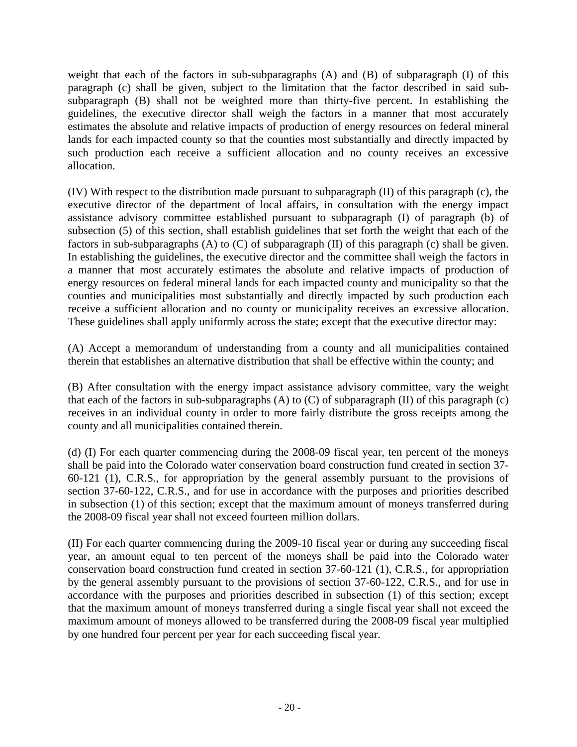weight that each of the factors in sub-subparagraphs (A) and (B) of subparagraph (I) of this paragraph (c) shall be given, subject to the limitation that the factor described in said sub-subparagraph (B) shall not be weighted more than thirty-five percent. In establishing the guidelines, the executive director shall weigh the factors in a manner that most accurately estimates the absolute and relative impacts of production of energy resources on federal mineral lands for each impacted county so that the counties most substantially and directly impacted by such production each receive a sufficient allocation and no county receives an excessive allocation.

(IV) With respect to the distribution made pursuant to subparagraph (II) of this paragraph (c), the executive director of the department of local affairs, in consultation with the energy impact assistance advisory committee established pursuant to subparagraph (I) of paragraph (b) of subsection (5) of this section, shall establish guidelines that set forth the weight that each of the factors in sub-subparagraphs (A) to (C) of subparagraph (II) of this paragraph (c) shall be given. In establishing the guidelines, the executive director and the committee shall weigh the factors in a manner that most accurately estimates the absolute and relative impacts of production of energy resources on federal mineral lands for each impacted county and municipality so that the counties and municipalities most substantially and directly impacted by such production each receive a sufficient allocation and no county or municipality receives an excessive allocation. These guidelines shall apply uniformly across the state; except that the executive director may:

(A) Accept a memorandum of understanding from a county and all municipalities contained therein that establishes an alternative distribution that shall be effective within the county; and

(B) After consultation with the energy impact assistance advisory committee, vary the weight that each of the factors in sub-subparagraphs (A) to (C) of subparagraph (II) of this paragraph (c) receives in an individual county in order to more fairly distribute the gross receipts among the county and all municipalities contained therein.

(d) (I) For each quarter commencing during the 2008-09 fiscal year, ten percent of the moneys shall be paid into the Colorado water conservation board construction fund created in section 37-60-121 (1), C.R.S., for appropriation by the general assembly pursuant to the provisions of section 37-60-122, C.R.S., and for use in accordance with the purposes and priorities described in subsection (1) of this section; except that the maximum amount of moneys transferred during the 2008-09 fiscal year shall not exceed fourteen million dollars.

(II) For each quarter commencing during the 2009-10 fiscal year or during any succeeding fiscal year, an amount equal to ten percent of the moneys shall be paid into the Colorado water conservation board construction fund created in section 37-60-121 (1), C.R.S., for appropriation by the general assembly pursuant to the provisions of section 37-60-122, C.R.S., and for use in accordance with the purposes and priorities described in subsection (1) of this section; except that the maximum amount of moneys transferred during a single fiscal year shall not exceed the maximum amount of moneys allowed to be transferred during the 2008-09 fiscal year multiplied by one hundred four percent per year for each succeeding fiscal year.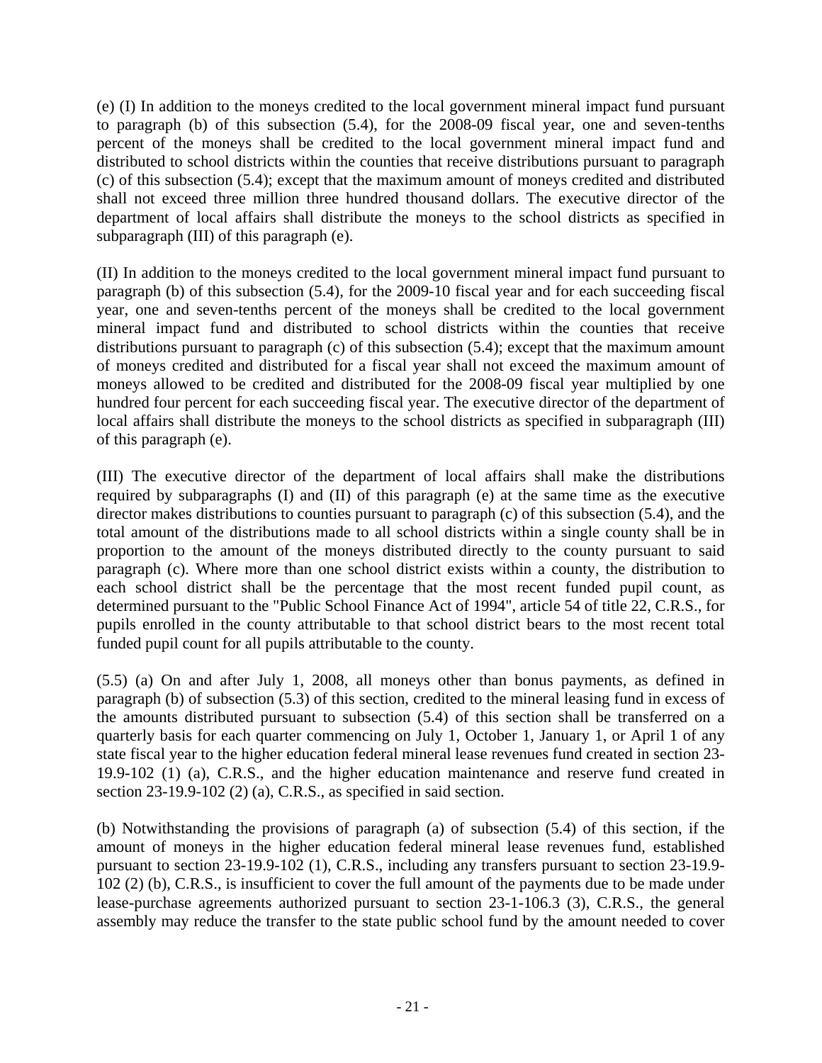(e) (I) In addition to the moneys credited to the local government mineral impact fund pursuant to paragraph (b) of this subsection (5.4), for the 2008-09 fiscal year, one and seven-tenths percent of the moneys shall be credited to the local government mineral impact fund and distributed to school districts within the counties that receive distributions pursuant to paragraph (c) of this subsection (5.4); except that the maximum amount of moneys credited and distributed shall not exceed three million three hundred thousand dollars. The executive director of the department of local affairs shall distribute the moneys to the school districts as specified in subparagraph (III) of this paragraph (e).

(II) In addition to the moneys credited to the local government mineral impact fund pursuant to paragraph (b) of this subsection (5.4), for the 2009-10 fiscal year and for each succeeding fiscal year, one and seven-tenths percent of the moneys shall be credited to the local government mineral impact fund and distributed to school districts within the counties that receive distributions pursuant to paragraph (c) of this subsection (5.4); except that the maximum amount of moneys credited and distributed for a fiscal year shall not exceed the maximum amount of moneys allowed to be credited and distributed for the 2008-09 fiscal year multiplied by one hundred four percent for each succeeding fiscal year. The executive director of the department of local affairs shall distribute the moneys to the school districts as specified in subparagraph (III) of this paragraph (e).

(III) The executive director of the department of local affairs shall make the distributions required by subparagraphs (I) and (II) of this paragraph (e) at the same time as the executive director makes distributions to counties pursuant to paragraph (c) of this subsection (5.4), and the total amount of the distributions made to all school districts within a single county shall be in proportion to the amount of the moneys distributed directly to the county pursuant to said paragraph (c). Where more than one school district exists within a county, the distribution to each school district shall be the percentage that the most recent funded pupil count, as determined pursuant to the "Public School Finance Act of 1994", article 54 of title 22, C.R.S., for pupils enrolled in the county attributable to that school district bears to the most recent total funded pupil count for all pupils attributable to the county.

(5.5) (a) On and after July 1, 2008, all moneys other than bonus payments, as defined in paragraph (b) of subsection (5.3) of this section, credited to the mineral leasing fund in excess of the amounts distributed pursuant to subsection (5.4) of this section shall be transferred on a quarterly basis for each quarter commencing on July 1, October 1, January 1, or April 1 of any state fiscal year to the higher education federal mineral lease revenues fund created in section 23-19.9-102 (1) (a), C.R.S., and the higher education maintenance and reserve fund created in section 23-19.9-102 (2) (a), C.R.S., as specified in said section.

(b) Notwithstanding the provisions of paragraph (a) of subsection (5.4) of this section, if the amount of moneys in the higher education federal mineral lease revenues fund, established pursuant to section 23-19.9-102 (1), C.R.S., including any transfers pursuant to section 23-19.9-102 (2) (b), C.R.S., is insufficient to cover the full amount of the payments due to be made under lease-purchase agreements authorized pursuant to section 23-1-106.3 (3), C.R.S., the general assembly may reduce the transfer to the state public school fund by the amount needed to cover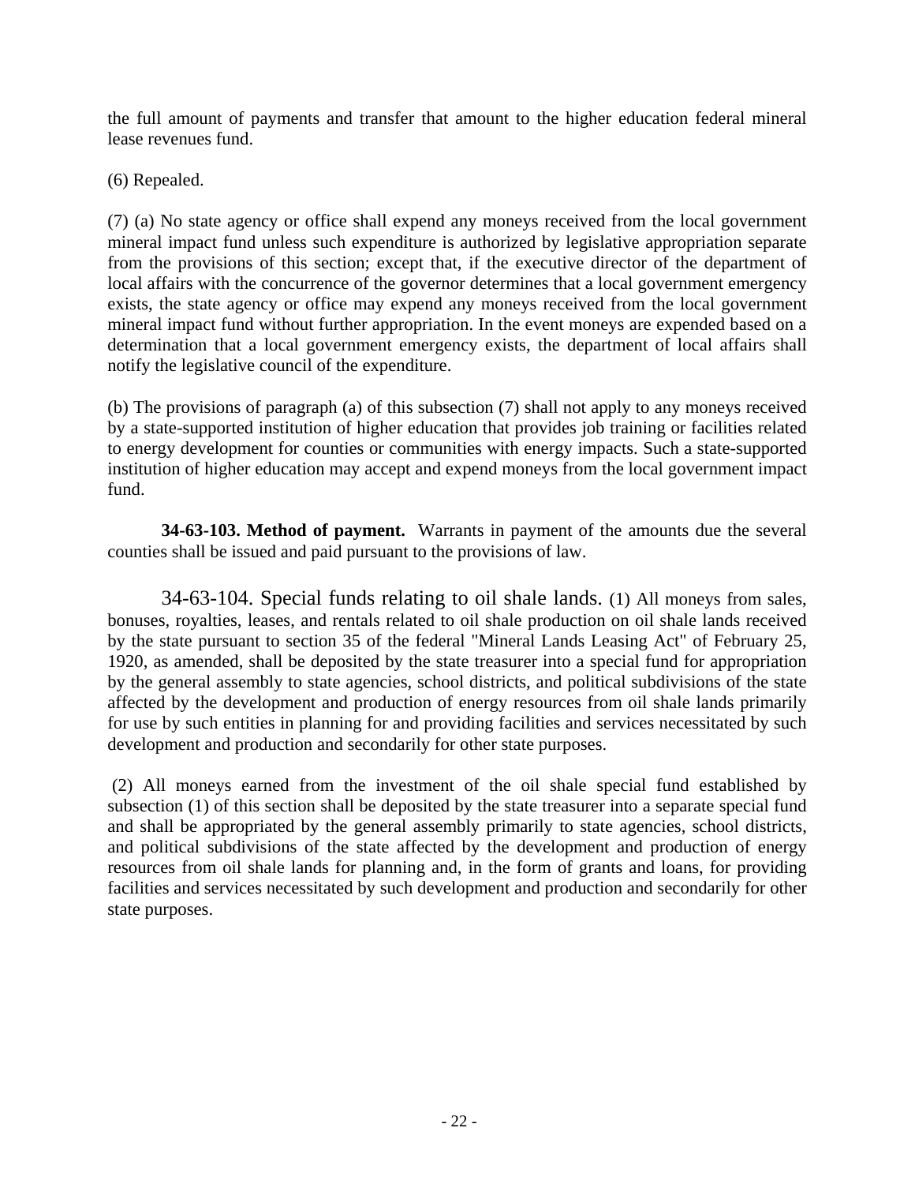the full amount of payments and transfer that amount to the higher education federal mineral lease revenues fund.

(6) Repealed.

(7) (a) No state agency or office shall expend any moneys received from the local government mineral impact fund unless such expenditure is authorized by legislative appropriation separate from the provisions of this section; except that, if the executive director of the department of local affairs with the concurrence of the governor determines that a local government emergency exists, the state agency or office may expend any moneys received from the local government mineral impact fund without further appropriation. In the event moneys are expended based on a determination that a local government emergency exists, the department of local affairs shall notify the legislative council of the expenditure.

(b) The provisions of paragraph (a) of this subsection (7) shall not apply to any moneys received by a state-supported institution of higher education that provides job training or facilities related to energy development for counties or communities with energy impacts. Such a state-supported institution of higher education may accept and expend moneys from the local government impact fund.

**34-63-103. Method of payment.** Warrants in payment of the amounts due the several counties shall be issued and paid pursuant to the provisions of law.

34-63-104. Special funds relating to oil shale lands. (1) All moneys from sales, bonuses, royalties, leases, and rentals related to oil shale production on oil shale lands received by the state pursuant to section 35 of the federal "Mineral Lands Leasing Act" of February 25, 1920, as amended, shall be deposited by the state treasurer into a special fund for appropriation by the general assembly to state agencies, school districts, and political subdivisions of the state affected by the development and production of energy resources from oil shale lands primarily for use by such entities in planning for and providing facilities and services necessitated by such development and production and secondarily for other state purposes.

(2) All moneys earned from the investment of the oil shale special fund established by subsection (1) of this section shall be deposited by the state treasurer into a separate special fund and shall be appropriated by the general assembly primarily to state agencies, school districts, and political subdivisions of the state affected by the development and production of energy resources from oil shale lands for planning and, in the form of grants and loans, for providing facilities and services necessitated by such development and production and secondarily for other state purposes.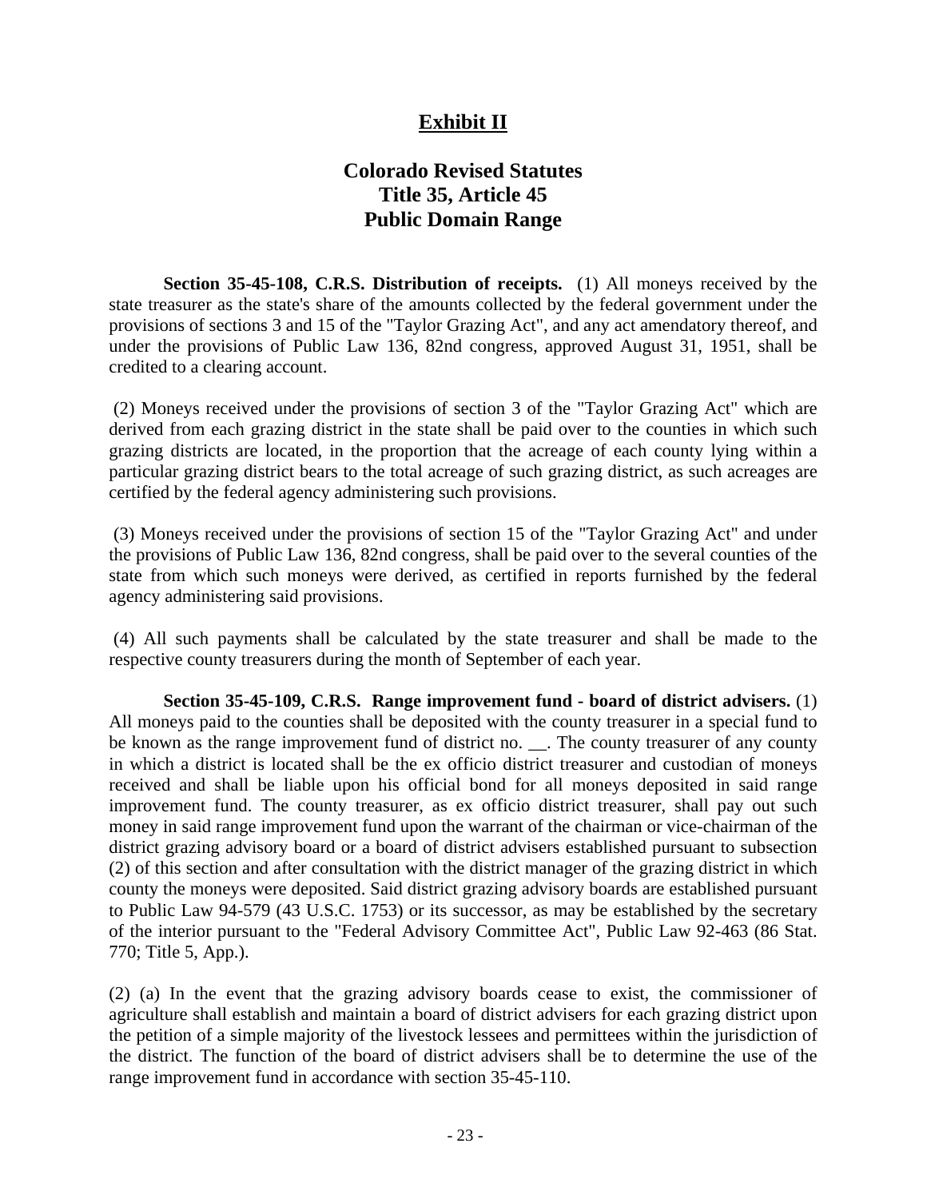# Exhibit II

## Colorado Revised Statutes
## Title 35, Article 45
## Public Domain Range

**Section 35-45-108, C.R.S. Distribution of receipts.** (1) All moneys received by the state treasurer as the state's share of the amounts collected by the federal government under the provisions of sections 3 and 15 of the "Taylor Grazing Act", and any act amendatory thereof, and under the provisions of Public Law 136, 82nd congress, approved August 31, 1951, shall be credited to a clearing account.

(2) Moneys received under the provisions of section 3 of the "Taylor Grazing Act" which are derived from each grazing district in the state shall be paid over to the counties in which such grazing districts are located, in the proportion that the acreage of each county lying within a particular grazing district bears to the total acreage of such grazing district, as such acreages are certified by the federal agency administering such provisions.

(3) Moneys received under the provisions of section 15 of the "Taylor Grazing Act" and under the provisions of Public Law 136, 82nd congress, shall be paid over to the several counties of the state from which such moneys were derived, as certified in reports furnished by the federal agency administering said provisions.

(4) All such payments shall be calculated by the state treasurer and shall be made to the respective county treasurers during the month of September of each year.

**Section 35-45-109, C.R.S. Range improvement fund - board of district advisers.** (1) All moneys paid to the counties shall be deposited with the county treasurer in a special fund to be known as the range improvement fund of district no. __. The county treasurer of any county in which a district is located shall be the ex officio district treasurer and custodian of moneys received and shall be liable upon his official bond for all moneys deposited in said range improvement fund. The county treasurer, as ex officio district treasurer, shall pay out such money in said range improvement fund upon the warrant of the chairman or vice-chairman of the district grazing advisory board or a board of district advisers established pursuant to subsection (2) of this section and after consultation with the district manager of the grazing district in which county the moneys were deposited. Said district grazing advisory boards are established pursuant to Public Law 94-579 (43 U.S.C. 1753) or its successor, as may be established by the secretary of the interior pursuant to the "Federal Advisory Committee Act", Public Law 92-463 (86 Stat. 770; Title 5, App.).

(2) (a) In the event that the grazing advisory boards cease to exist, the commissioner of agriculture shall establish and maintain a board of district advisers for each grazing district upon the petition of a simple majority of the livestock lessees and permittees within the jurisdiction of the district. The function of the board of district advisers shall be to determine the use of the range improvement fund in accordance with section 35-45-110.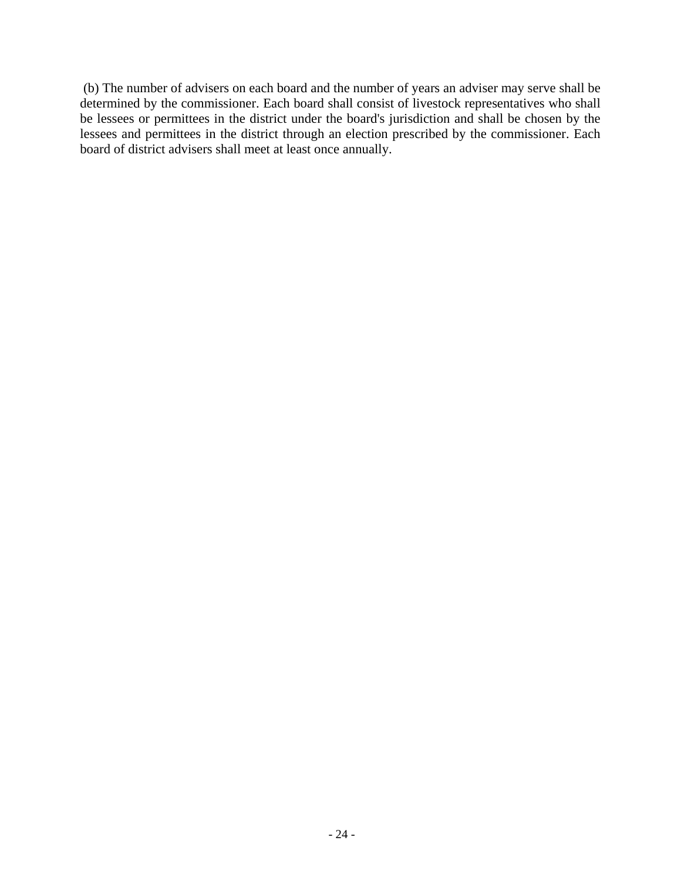(b) The number of advisers on each board and the number of years an adviser may serve shall be determined by the commissioner. Each board shall consist of livestock representatives who shall be lessees or permittees in the district under the board's jurisdiction and shall be chosen by the lessees and permittees in the district through an election prescribed by the commissioner. Each board of district advisers shall meet at least once annually.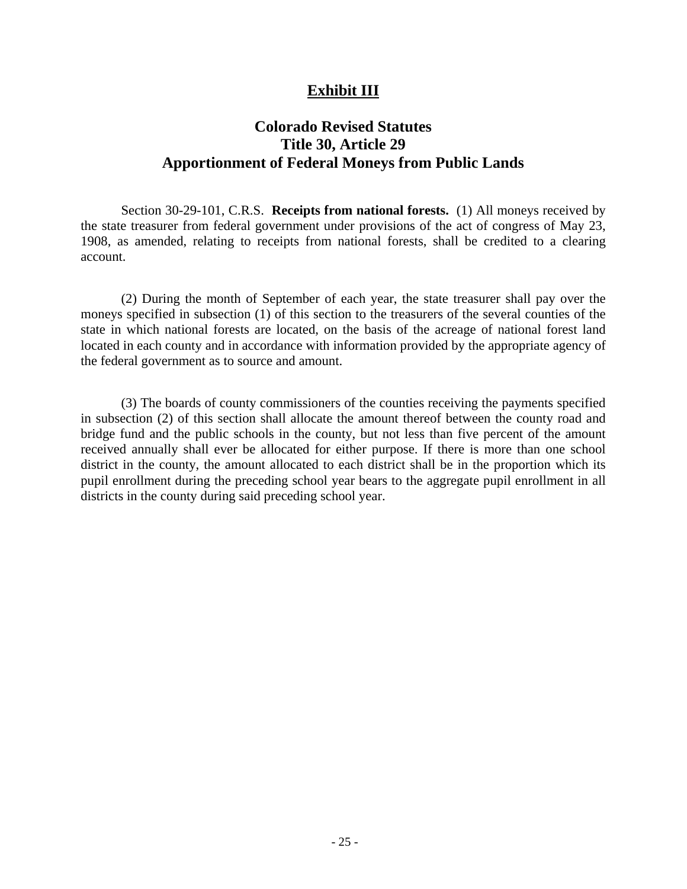# Exhibit III

## Colorado Revised Statutes
## Title 30, Article 29
## Apportionment of Federal Moneys from Public Lands

Section 30-29-101, C.R.S. **Receipts from national forests.** (1) All moneys received by the state treasurer from federal government under provisions of the act of congress of May 23, 1908, as amended, relating to receipts from national forests, shall be credited to a clearing account.

(2) During the month of September of each year, the state treasurer shall pay over the moneys specified in subsection (1) of this section to the treasurers of the several counties of the state in which national forests are located, on the basis of the acreage of national forest land located in each county and in accordance with information provided by the appropriate agency of the federal government as to source and amount.

(3) The boards of county commissioners of the counties receiving the payments specified in subsection (2) of this section shall allocate the amount thereof between the county road and bridge fund and the public schools in the county, but not less than five percent of the amount received annually shall ever be allocated for either purpose. If there is more than one school district in the county, the amount allocated to each district shall be in the proportion which its pupil enrollment during the preceding school year bears to the aggregate pupil enrollment in all districts in the county during said preceding school year.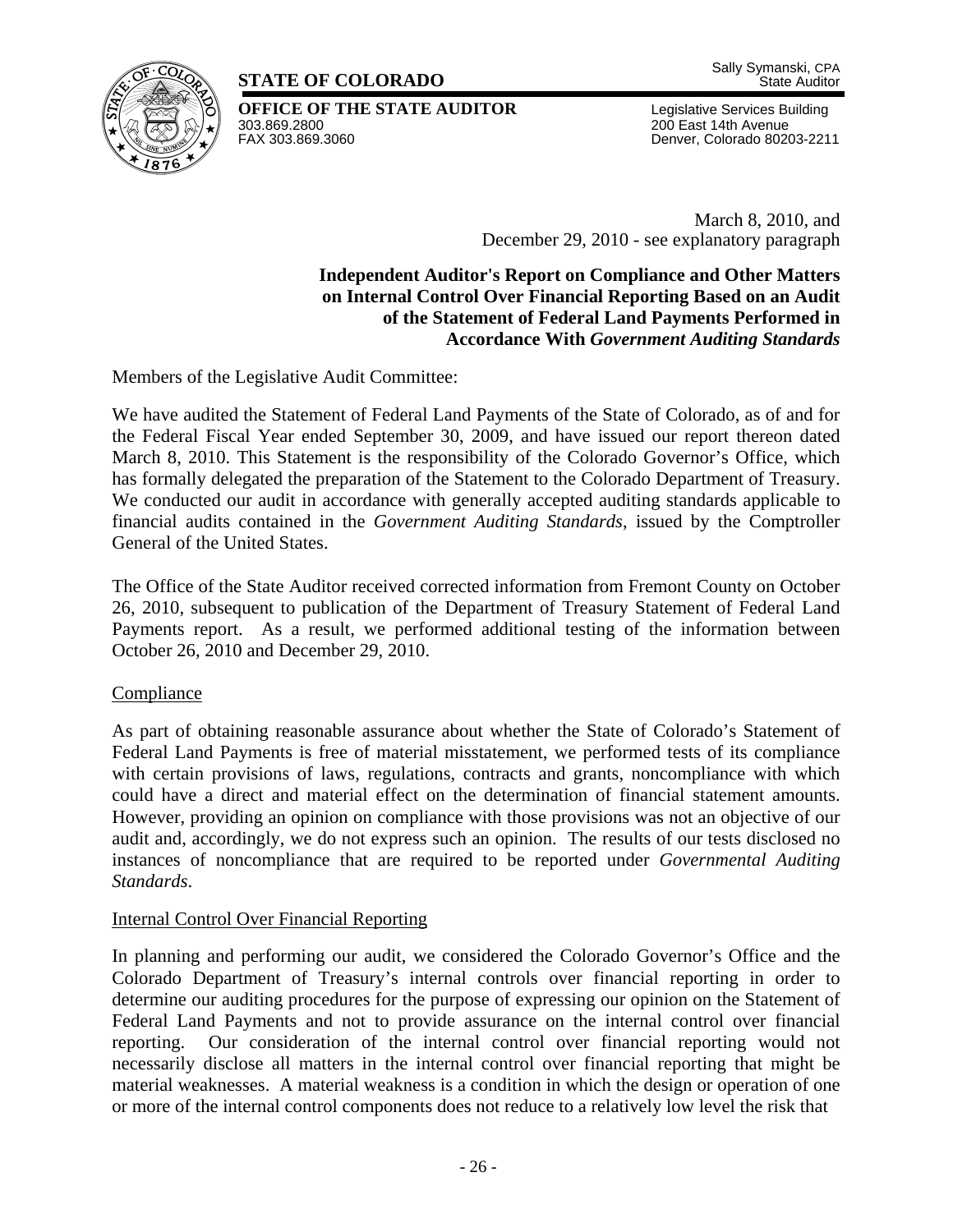**STATE OF COLORADO**

Sally Symanski, CPA
State Auditor

**OFFICE OF THE STATE AUDITOR**
303.869.2800
FAX 303.869.3060

Legislative Services Building
200 East 14th Avenue
Denver, Colorado 80203-2211

March 8, 2010, and
December 29, 2010 - see explanatory paragraph

**Independent Auditor's Report on Compliance and Other Matters on Internal Control Over Financial Reporting Based on an Audit of the Statement of Federal Land Payments Performed in Accordance With *Government Auditing Standards***

Members of the Legislative Audit Committee:

We have audited the Statement of Federal Land Payments of the State of Colorado, as of and for the Federal Fiscal Year ended September 30, 2009, and have issued our report thereon dated March 8, 2010. This Statement is the responsibility of the Colorado Governor's Office, which has formally delegated the preparation of the Statement to the Colorado Department of Treasury. We conducted our audit in accordance with generally accepted auditing standards applicable to financial audits contained in the *Government Auditing Standards*, issued by the Comptroller General of the United States.

The Office of the State Auditor received corrected information from Fremont County on October 26, 2010, subsequent to publication of the Department of Treasury Statement of Federal Land Payments report. As a result, we performed additional testing of the information between October 26, 2010 and December 29, 2010.

Compliance

As part of obtaining reasonable assurance about whether the State of Colorado's Statement of Federal Land Payments is free of material misstatement, we performed tests of its compliance with certain provisions of laws, regulations, contracts and grants, noncompliance with which could have a direct and material effect on the determination of financial statement amounts. However, providing an opinion on compliance with those provisions was not an objective of our audit and, accordingly, we do not express such an opinion. The results of our tests disclosed no instances of noncompliance that are required to be reported under *Governmental Auditing Standards*.

Internal Control Over Financial Reporting

In planning and performing our audit, we considered the Colorado Governor's Office and the Colorado Department of Treasury's internal controls over financial reporting in order to determine our auditing procedures for the purpose of expressing our opinion on the Statement of Federal Land Payments and not to provide assurance on the internal control over financial reporting. Our consideration of the internal control over financial reporting would not necessarily disclose all matters in the internal control over financial reporting that might be material weaknesses. A material weakness is a condition in which the design or operation of one or more of the internal control components does not reduce to a relatively low level the risk that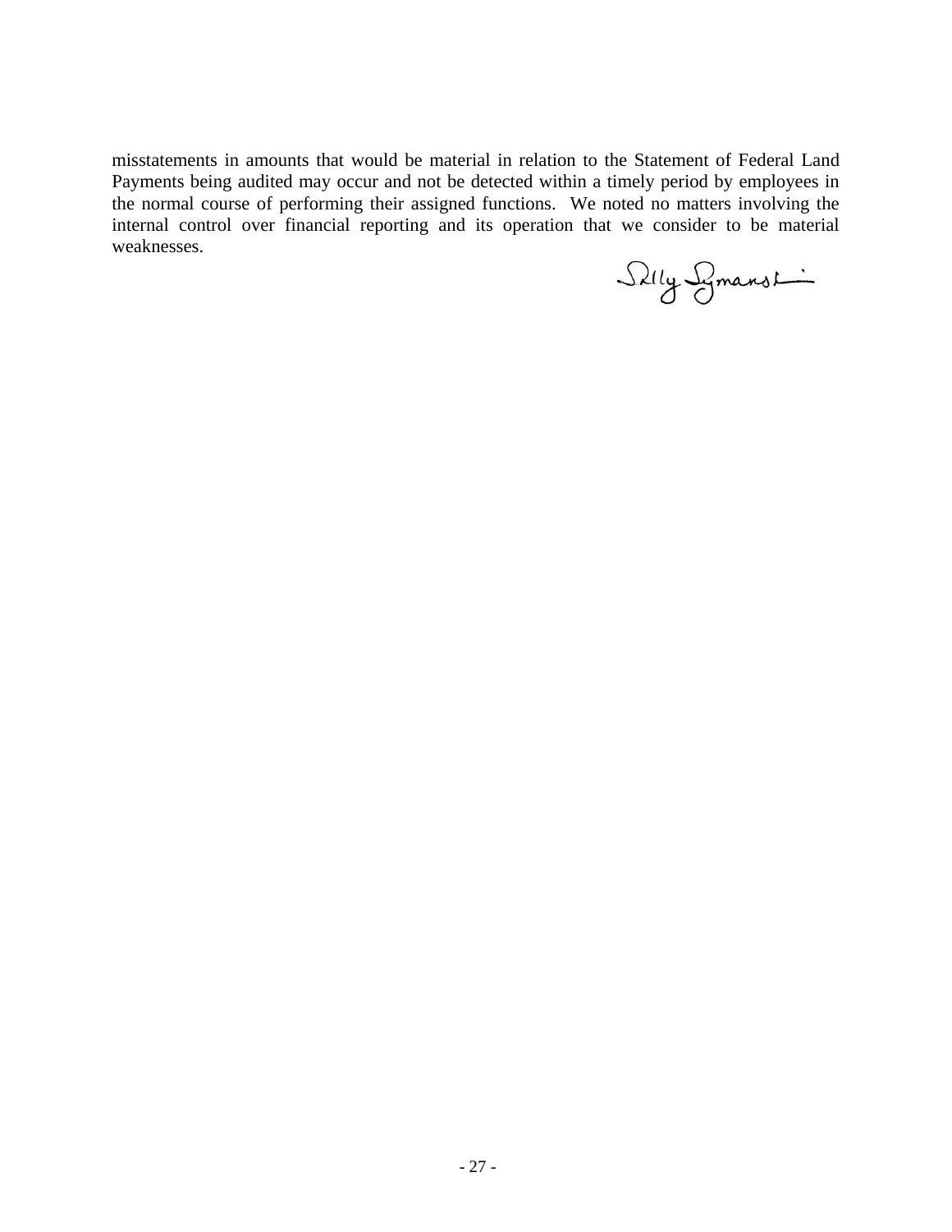misstatements in amounts that would be material in relation to the Statement of Federal Land Payments being audited may occur and not be detected within a timely period by employees in the normal course of performing their assigned functions. We noted no matters involving the internal control over financial reporting and its operation that we consider to be material weaknesses.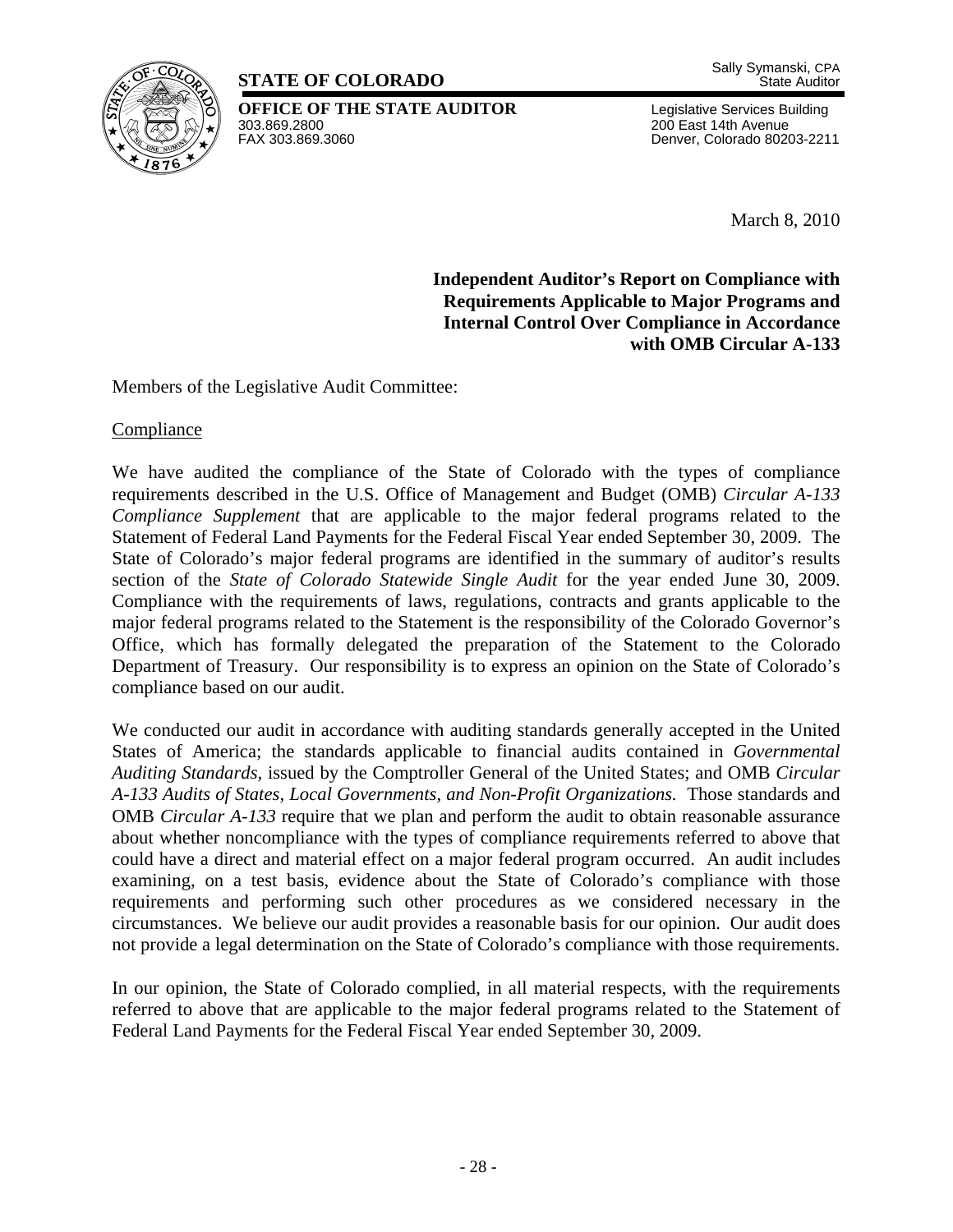**STATE OF COLORADO**

Sally Symanski, CPA
State Auditor

**OFFICE OF THE STATE AUDITOR**
303.869.2800
FAX 303.869.3060

Legislative Services Building
200 East 14th Avenue
Denver, Colorado 80203-2211

March 8, 2010

**Independent Auditor's Report on Compliance with Requirements Applicable to Major Programs and Internal Control Over Compliance in Accordance with OMB Circular A-133**

Members of the Legislative Audit Committee:

Compliance

We have audited the compliance of the State of Colorado with the types of compliance requirements described in the U.S. Office of Management and Budget (OMB) *Circular A-133 Compliance Supplement* that are applicable to the major federal programs related to the Statement of Federal Land Payments for the Federal Fiscal Year ended September 30, 2009. The State of Colorado's major federal programs are identified in the summary of auditor's results section of the *State of Colorado Statewide Single Audit* for the year ended June 30, 2009. Compliance with the requirements of laws, regulations, contracts and grants applicable to the major federal programs related to the Statement is the responsibility of the Colorado Governor's Office, which has formally delegated the preparation of the Statement to the Colorado Department of Treasury. Our responsibility is to express an opinion on the State of Colorado's compliance based on our audit.

We conducted our audit in accordance with auditing standards generally accepted in the United States of America; the standards applicable to financial audits contained in *Governmental Auditing Standards*, issued by the Comptroller General of the United States; and OMB *Circular A-133 Audits of States, Local Governments, and Non-Profit Organizations.* Those standards and OMB *Circular A-133* require that we plan and perform the audit to obtain reasonable assurance about whether noncompliance with the types of compliance requirements referred to above that could have a direct and material effect on a major federal program occurred. An audit includes examining, on a test basis, evidence about the State of Colorado's compliance with those requirements and performing such other procedures as we considered necessary in the circumstances. We believe our audit provides a reasonable basis for our opinion. Our audit does not provide a legal determination on the State of Colorado's compliance with those requirements.

In our opinion, the State of Colorado complied, in all material respects, with the requirements referred to above that are applicable to the major federal programs related to the Statement of Federal Land Payments for the Federal Fiscal Year ended September 30, 2009.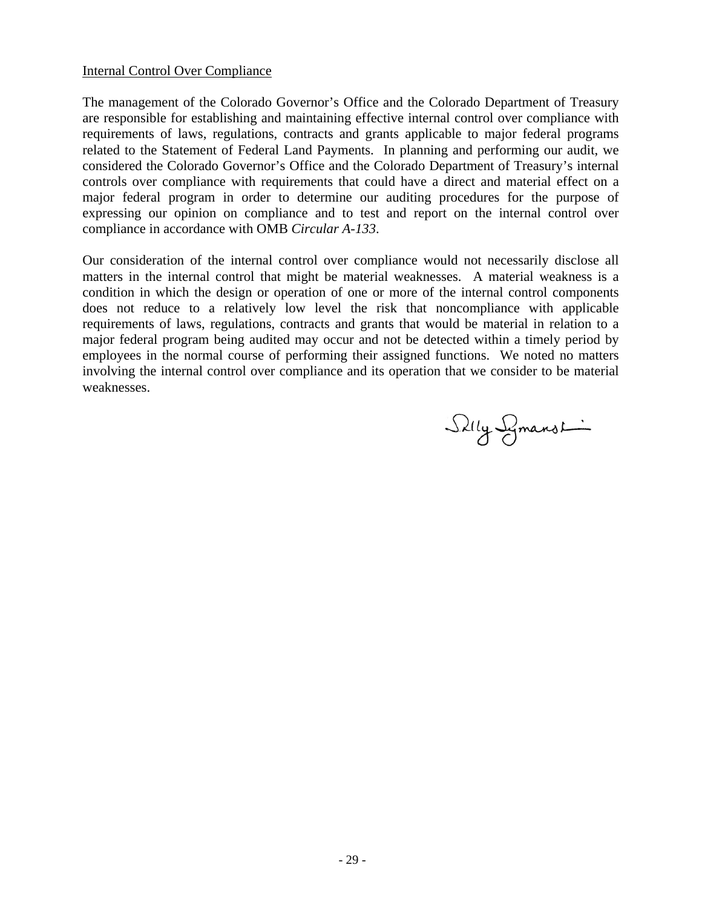Internal Control Over Compliance

The management of the Colorado Governor's Office and the Colorado Department of Treasury are responsible for establishing and maintaining effective internal control over compliance with requirements of laws, regulations, contracts and grants applicable to major federal programs related to the Statement of Federal Land Payments. In planning and performing our audit, we considered the Colorado Governor's Office and the Colorado Department of Treasury's internal controls over compliance with requirements that could have a direct and material effect on a major federal program in order to determine our auditing procedures for the purpose of expressing our opinion on compliance and to test and report on the internal control over compliance in accordance with OMB *Circular A-133*.

Our consideration of the internal control over compliance would not necessarily disclose all matters in the internal control that might be material weaknesses. A material weakness is a condition in which the design or operation of one or more of the internal control components does not reduce to a relatively low level the risk that noncompliance with applicable requirements of laws, regulations, contracts and grants that would be material in relation to a major federal program being audited may occur and not be detected within a timely period by employees in the normal course of performing their assigned functions. We noted no matters involving the internal control over compliance and its operation that we consider to be material weaknesses.

Sally Symanski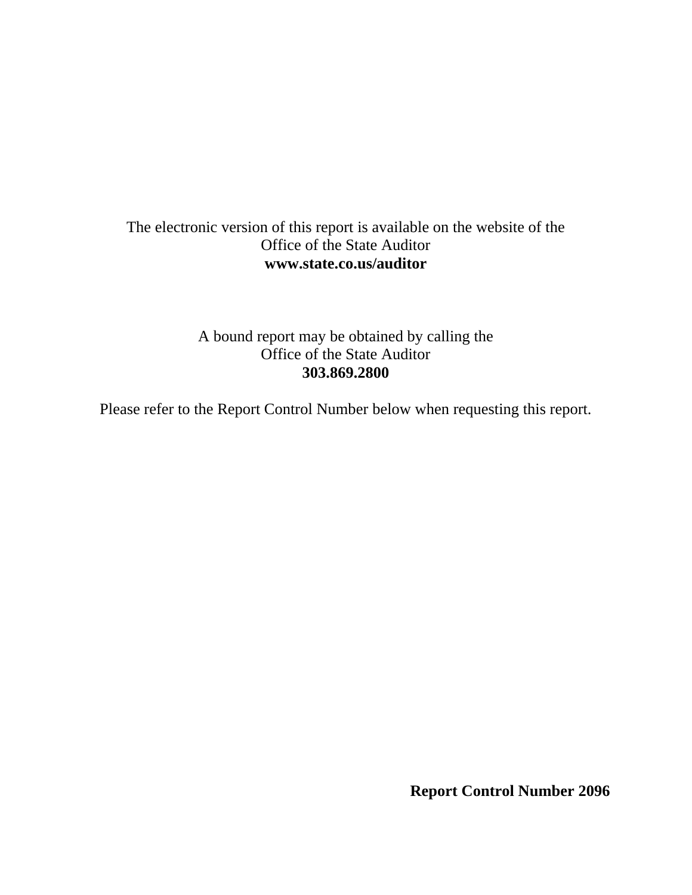The electronic version of this report is available on the website of the
Office of the State Auditor
**www.state.co.us/auditor**

A bound report may be obtained by calling the
Office of the State Auditor
**303.869.2800**

Please refer to the Report Control Number below when requesting this report.

**Report Control Number 2096**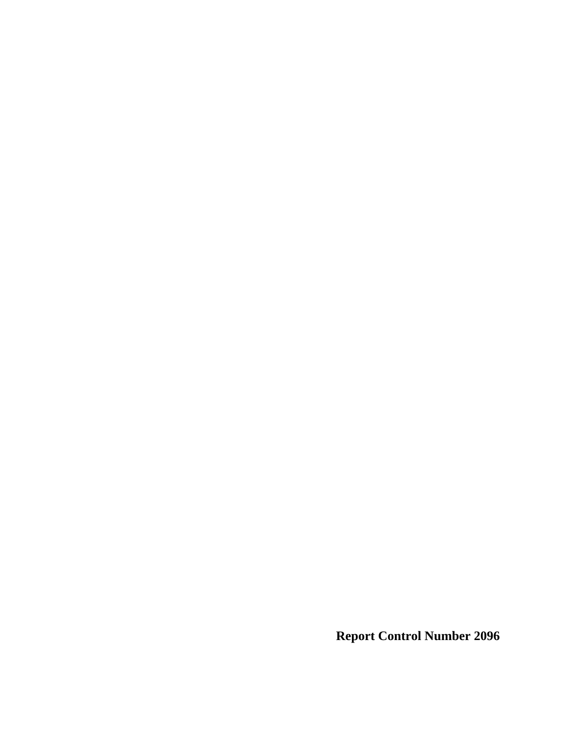**Report Control Number 2096**